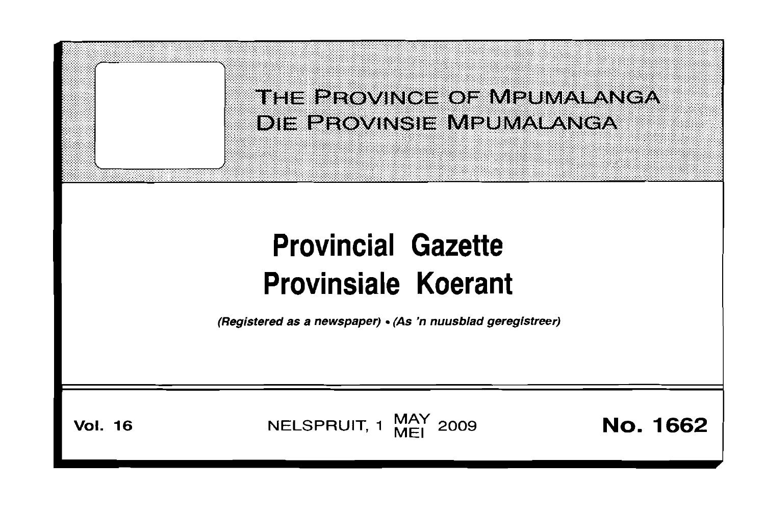THE PROVINCE OF MPUMALANGA

DIE PROVINSIE MPUMALANGA

# Provincial Gazette

# Provinsiale Koerant

*(Registered as a newspaper) • (As 'n nuusblad geregistreer)*

**Vol. 16** NELSPRUIT, 1 MAY MEI 2009 **No. 1662**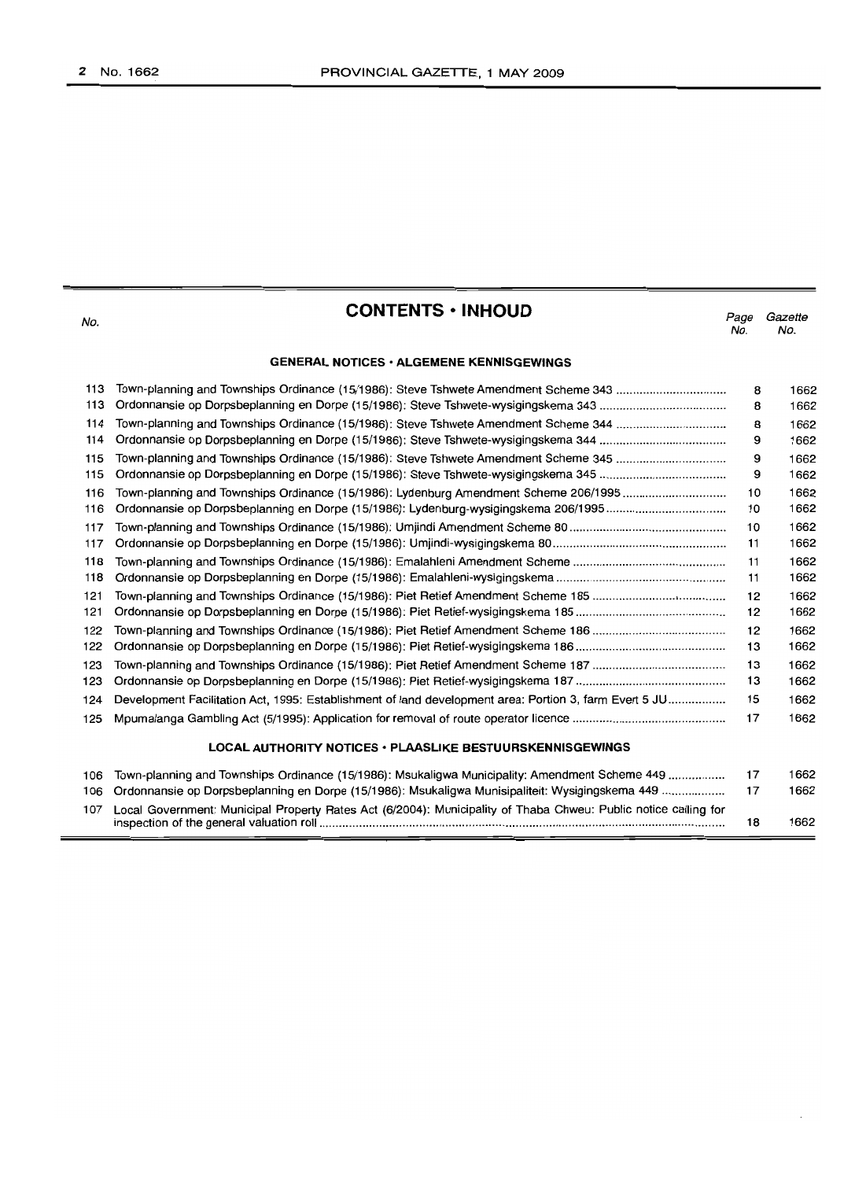# CONTENTS • INHOUD

| No. | | Page No. | Gazette No. |
|---|---|---|---|
| | **GENERAL NOTICES • ALGEMENE KENNISGEWINGS** | | |
| 113 | Town-planning and Townships Ordinance (15/1986): Steve Tshwete Amendment Scheme 343 | 8 | 1662 |
| 113 | Ordonnansie op Dorpsbeplanning en Dorpe (15/1986): Steve Tshwete-wysigingskema 343 | 8 | 1662 |
| 114 | Town-planning and Townships Ordinance (15/1986): Steve Tshwete Amendment Scheme 344 | 8 | 1662 |
| 114 | Ordonnansie op Dorpsbeplanning en Dorpe (15/1986): Steve Tshwete-wysigingskema 344 | 9 | 1662 |
| 115 | Town-planning and Townships Ordinance (15/1986): Steve Tshwete Amendment Scheme 345 | 9 | 1662 |
| 115 | Ordonnansie op Dorpsbeplanning en Dorpe (15/1986): Steve Tshwete-wysigingskema 345 | 9 | 1662 |
| 116 | Town-planning and Townships Ordinance (15/1986): Lydenburg Amendment Scheme 206/1995 | 10 | 1662 |
| 116 | Ordonnansie op Dorpsbeplanning en Dorpe (15/1986): Lydenburg-wysigingskema 206/1995 | 10 | 1662 |
| 117 | Town-planning and Townships Ordinance (15/1986): Umjindi Amendment Scheme 80 | 10 | 1662 |
| 117 | Ordonnansie op Dorpsbeplanning en Dorpe (15/1986): Umjindi-wysigingskema 80 | 11 | 1662 |
| 118 | Town-planning and Townships Ordinance (15/1986): Emalahleni Amendment Scheme | 11 | 1662 |
| 118 | Ordonnansie op Dorpsbeplanning en Dorpe (15/1986): Emalahleni-wysigingskema | 11 | 1662 |
| 121 | Town-planning and Townships Ordinance (15/1986): Piet Retief Amendment Scheme 185 | 12 | 1662 |
| 121 | Ordonnansie op Dorpsbeplanning en Dorpe (15/1986): Piet Retief-wysigingskema 185 | 12 | 1662 |
| 122 | Town-planning and Townships Ordinance (15/1986): Piet Retief Amendment Scheme 186 | 12 | 1662 |
| 122 | Ordonnansie op Dorpsbeplanning en Dorpe (15/1986): Piet Retief-wysigingskema 186 | 13 | 1662 |
| 123 | Town-planning and Townships Ordinance (15/1986): Piet Retief Amendment Scheme 187 | 13 | 1662 |
| 123 | Ordonnansie op Dorpsbeplanning en Dorpe (15/1986): Piet Retief-wysigingskema 187 | 13 | 1662 |
| 124 | Development Facilitation Act, 1995: Establishment of land development area: Portion 3, farm Evert 5 JU | 15 | 1662 |
| 125 | Mpumalanga Gambling Act (5/1995): Application for removal of route operator licence | 17 | 1662 |
| | **LOCAL AUTHORITY NOTICES • PLAASLIKE BESTUURSKENNISGEWINGS** | | |
| 106 | Town-planning and Townships Ordinance (15/1986): Msukaligwa Municipality: Amendment Scheme 449 | 17 | 1662 |
| 106 | Ordonnansie op Dorpsbeplanning en Dorpe (15/1986): Msukaligwa Munisipaliteit: Wysigingskema 449 | 17 | 1662 |
| 107 | Local Government: Municipal Property Rates Act (6/2004): Municipality of Thaba Chweu: Public notice calling for inspection of the general valuation roll | 18 | 1662 |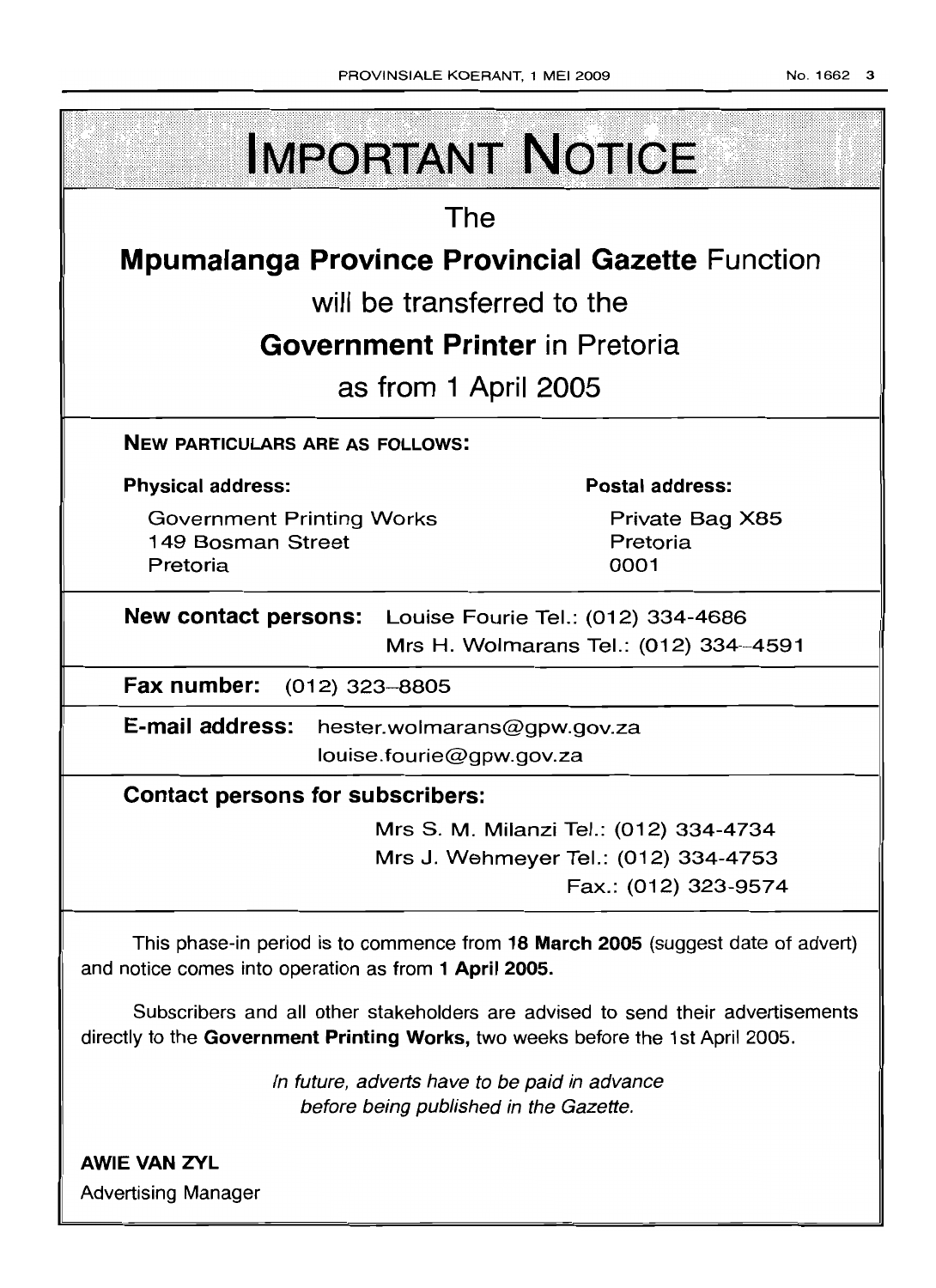# IMPORTANT NOTICE

The

**Mpumalanga Province Provincial Gazette** Function

will be transferred to the

**Government Printer** in Pretoria

as from 1 April 2005

**NEW PARTICULARS ARE AS FOLLOWS:**

**Physical address:**

Government Printing Works
149 Bosman Street
Pretoria

**Postal address:**

Private Bag X85
Pretoria
0001

**New contact persons:** Louise Fourie Tel.: (012) 334-4686
Mrs H. Wolmarans Tel.: (012) 334–4591

**Fax number:** (012) 323–8805

**E-mail address:** hester.wolmarans@gpw.gov.za
louise.fourie@gpw.gov.za

**Contact persons for subscribers:**

Mrs S. M. Milanzi Tel.: (012) 334-4734
Mrs J. Wehmeyer Tel.: (012) 334-4753
Fax.: (012) 323-9574

This phase-in period is to commence from **18 March 2005** (suggest date of advert) and notice comes into operation as from **1 April 2005.**

Subscribers and all other stakeholders are advised to send their advertisements directly to the **Government Printing Works,** two weeks before the 1st April 2005.

*In future, adverts have to be paid in advance before being published in the Gazette.*

**AWIE VAN ZYL**
Advertising Manager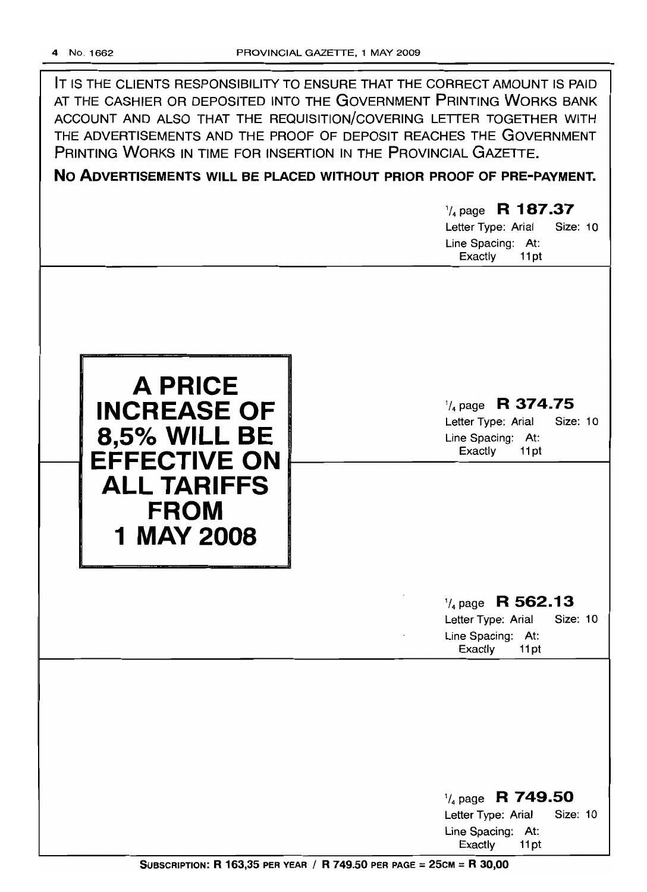IT IS THE CLIENTS RESPONSIBILITY TO ENSURE THAT THE CORRECT AMOUNT IS PAID AT THE CASHIER OR DEPOSITED INTO THE GOVERNMENT PRINTING WORKS BANK ACCOUNT AND ALSO THAT THE REQUISITION/COVERING LETTER TOGETHER WITH THE ADVERTISEMENTS AND THE PROOF OF DEPOSIT REACHES THE GOVERNMENT PRINTING WORKS IN TIME FOR INSERTION IN THE PROVINCIAL GAZETTE.

**NO ADVERTISEMENTS WILL BE PLACED WITHOUT PRIOR PROOF OF PRE-PAYMENT.**

1/4 page **R 187.37**
Letter Type: Arial Size: 10
Line Spacing: At: Exactly 11pt

**A PRICE INCREASE OF 8,5% WILL BE EFFECTIVE ON ALL TARIFFS FROM 1 MAY 2008**

1/4 page **R 374.75**
Letter Type: Arial Size: 10
Line Spacing: At: Exactly 11pt

1/4 page **R 562.13**
Letter Type: Arial Size: 10
Line Spacing: At: Exactly 11pt

1/4 page **R 749.50**
Letter Type: Arial Size: 10
Line Spacing: At: Exactly 11pt

**SUBSCRIPTION: R 163,35 PER YEAR / R 749.50 PER PAGE = 25CM = R 30,00**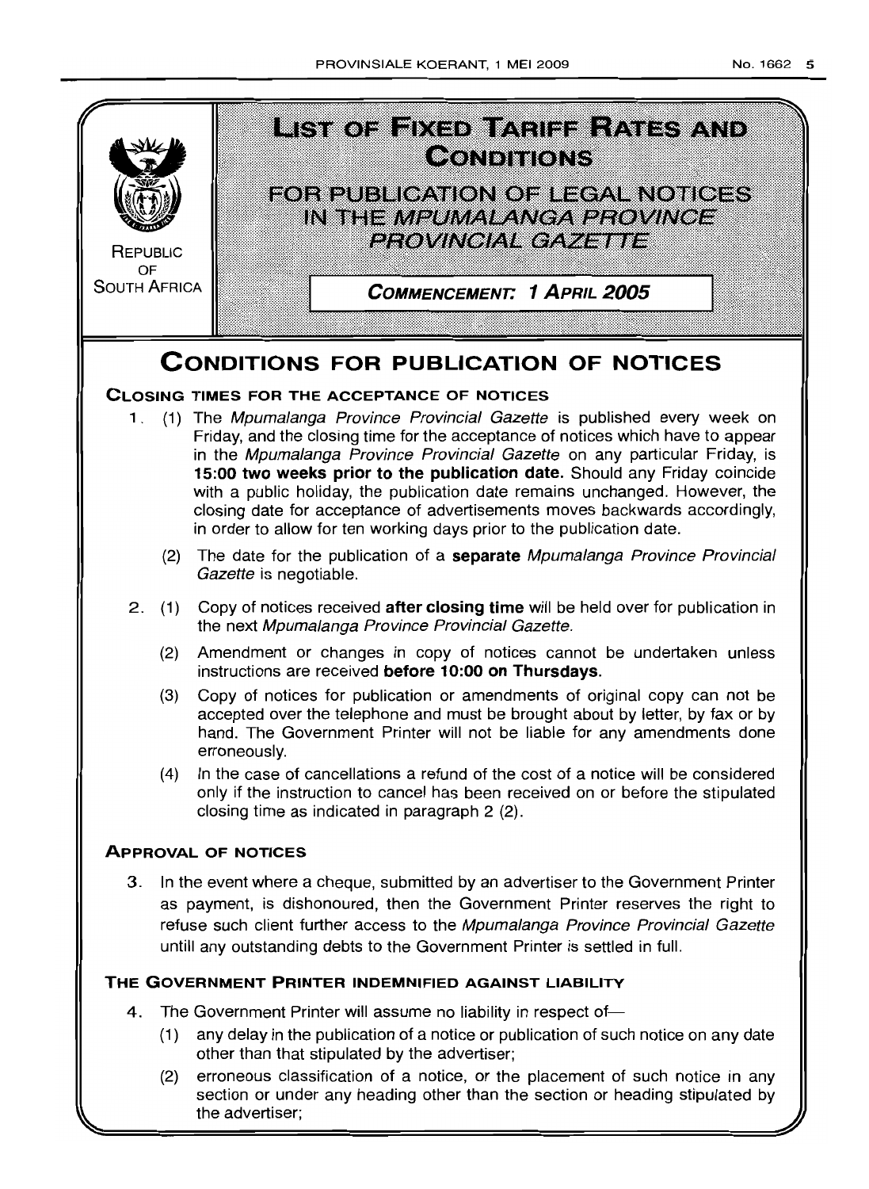REPUBLIC OF SOUTH AFRICA

# LIST OF FIXED TARIFF RATES AND CONDITIONS

## FOR PUBLICATION OF LEGAL NOTICES IN THE *MPUMALANGA PROVINCE PROVINCIAL GAZETTE*

**COMMENCEMENT: 1 APRIL 2005**

# CONDITIONS FOR PUBLICATION OF NOTICES

### CLOSING TIMES FOR THE ACCEPTANCE OF NOTICES

1. (1) The *Mpumalanga Province Provincial Gazette* is published every week on Friday, and the closing time for the acceptance of notices which have to appear in the *Mpumalanga Province Provincial Gazette* on any particular Friday, is **15:00 two weeks prior to the publication date.** Should any Friday coincide with a public holiday, the publication date remains unchanged. However, the closing date for acceptance of advertisements moves backwards accordingly, in order to allow for ten working days prior to the publication date.

   (2) The date for the publication of a **separate** *Mpumalanga Province Provincial Gazette* is negotiable.

2. (1) Copy of notices received **after closing time** will be held over for publication in the next *Mpumalanga Province Provincial Gazette.*

   (2) Amendment or changes in copy of notices cannot be undertaken unless instructions are received **before 10:00 on Thursdays.**

   (3) Copy of notices for publication or amendments of original copy can not be accepted over the telephone and must be brought about by letter, by fax or by hand. The Government Printer will not be liable for any amendments done erroneously.

   (4) In the case of cancellations a refund of the cost of a notice will be considered only if the instruction to cancel has been received on or before the stipulated closing time as indicated in paragraph 2 (2).

### APPROVAL OF NOTICES

3. In the event where a cheque, submitted by an advertiser to the Government Printer as payment, is dishonoured, then the Government Printer reserves the right to refuse such client further access to the *Mpumalanga Province Provincial Gazette* untill any outstanding debts to the Government Printer is settled in full.

### THE GOVERNMENT PRINTER INDEMNIFIED AGAINST LIABILITY

4. The Government Printer will assume no liability in respect of—

   (1) any delay in the publication of a notice or publication of such notice on any date other than that stipulated by the advertiser;

   (2) erroneous classification of a notice, or the placement of such notice in any section or under any heading other than the section or heading stipulated by the advertiser;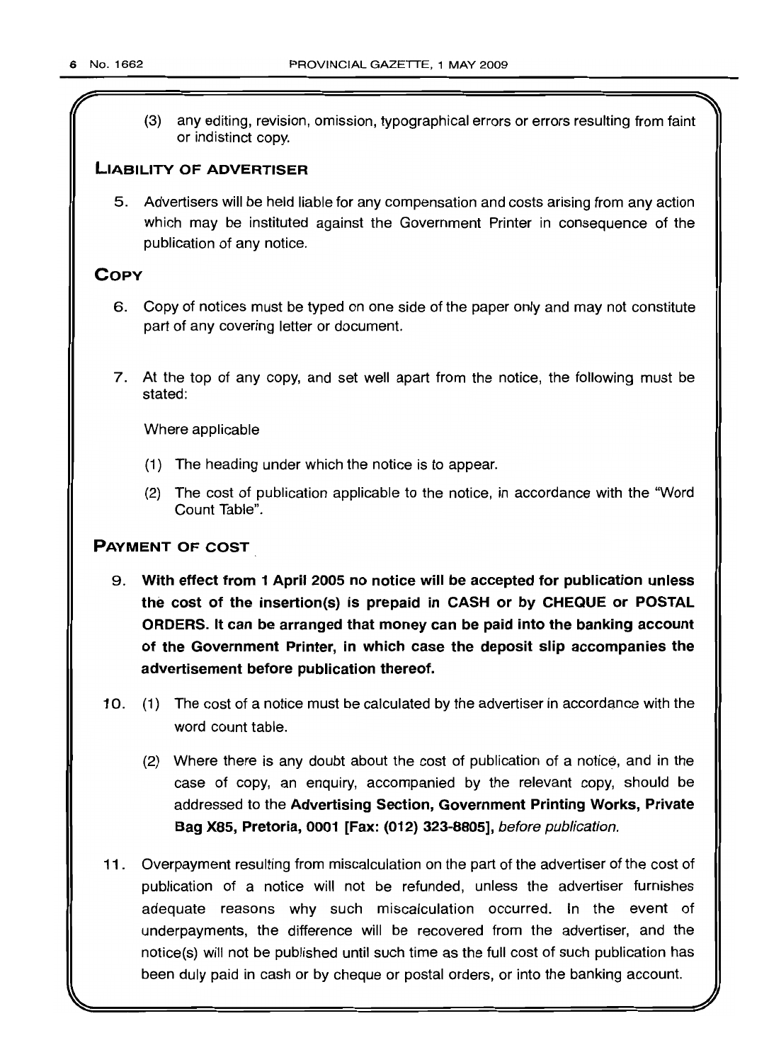(3) any editing, revision, omission, typographical errors or errors resulting from faint or indistinct copy.

## LIABILITY OF ADVERTISER

5. Advertisers will be held liable for any compensation and costs arising from any action which may be instituted against the Government Printer in consequence of the publication of any notice.

## COPY

6. Copy of notices must be typed on one side of the paper only and may not constitute part of any covering letter or document.

7. At the top of any copy, and set well apart from the notice, the following must be stated:

   Where applicable

   (1) The heading under which the notice is to appear.

   (2) The cost of publication applicable to the notice, in accordance with the "Word Count Table".

## PAYMENT OF COST

9. **With effect from 1 April 2005 no notice will be accepted for publication unless the cost of the insertion(s) is prepaid in CASH or by CHEQUE or POSTAL ORDERS. It can be arranged that money can be paid into the banking account of the Government Printer, in which case the deposit slip accompanies the advertisement before publication thereof.**

10. (1) The cost of a notice must be calculated by the advertiser in accordance with the word count table.

    (2) Where there is any doubt about the cost of publication of a notice, and in the case of copy, an enquiry, accompanied by the relevant copy, should be addressed to the **Advertising Section, Government Printing Works, Private Bag X85, Pretoria, 0001 [Fax: (012) 323-8805]**, *before publication.*

11. Overpayment resulting from miscalculation on the part of the advertiser of the cost of publication of a notice will not be refunded, unless the advertiser furnishes adequate reasons why such miscalculation occurred. In the event of underpayments, the difference will be recovered from the advertiser, and the notice(s) will not be published until such time as the full cost of such publication has been duly paid in cash or by cheque or postal orders, or into the banking account.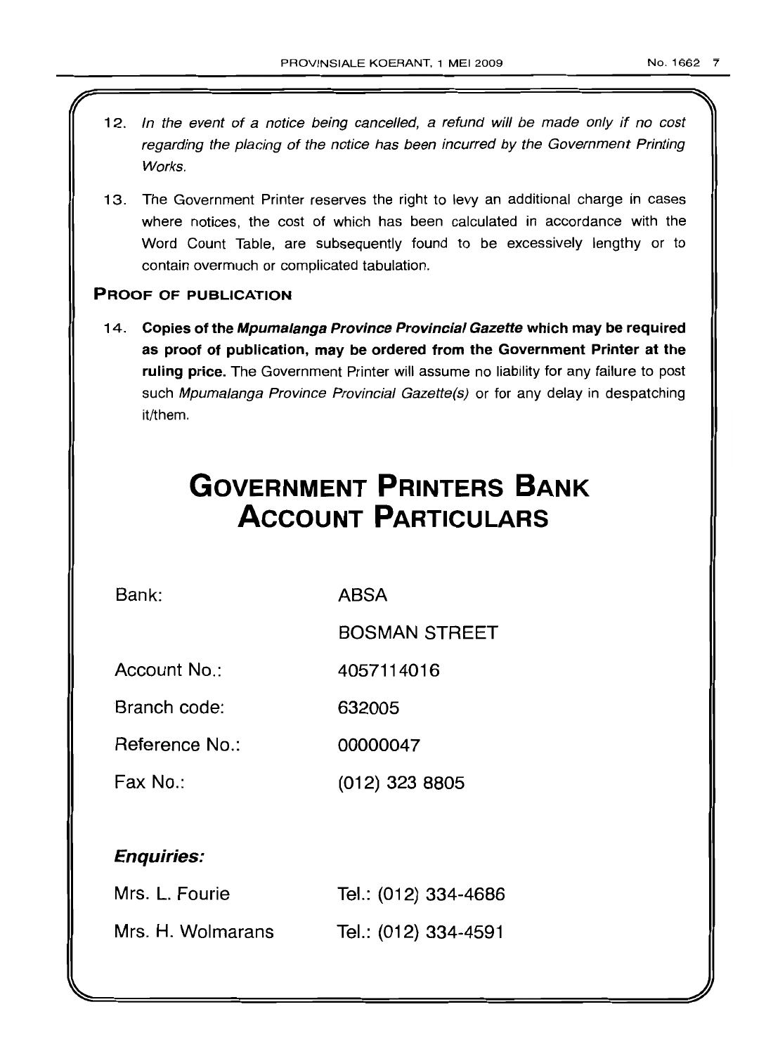12. *In the event of a notice being cancelled, a refund will be made only if no cost regarding the placing of the notice has been incurred by the Government Printing Works.*

13. The Government Printer reserves the right to levy an additional charge in cases where notices, the cost of which has been calculated in accordance with the Word Count Table, are subsequently found to be excessively lengthy or to contain overmuch or complicated tabulation.

### PROOF OF PUBLICATION

14. **Copies of the *Mpumalanga Province Provincial Gazette* which may be required as proof of publication, may be ordered from the Government Printer at the ruling price.** The Government Printer will assume no liability for any failure to post such *Mpumalanga Province Provincial Gazette(s)* or for any delay in despatching it/them.

# GOVERNMENT PRINTERS BANK ACCOUNT PARTICULARS

| | |
|---|---|
| Bank: | ABSA |
| | BOSMAN STREET |
| Account No.: | 4057114016 |
| Branch code: | 632005 |
| Reference No.: | 00000047 |
| Fax No.: | (012) 323 8805 |

***Enquiries:***

| | |
|---|---|
| Mrs. L. Fourie | Tel.: (012) 334-4686 |
| Mrs. H. Wolmarans | Tel.: (012) 334-4591 |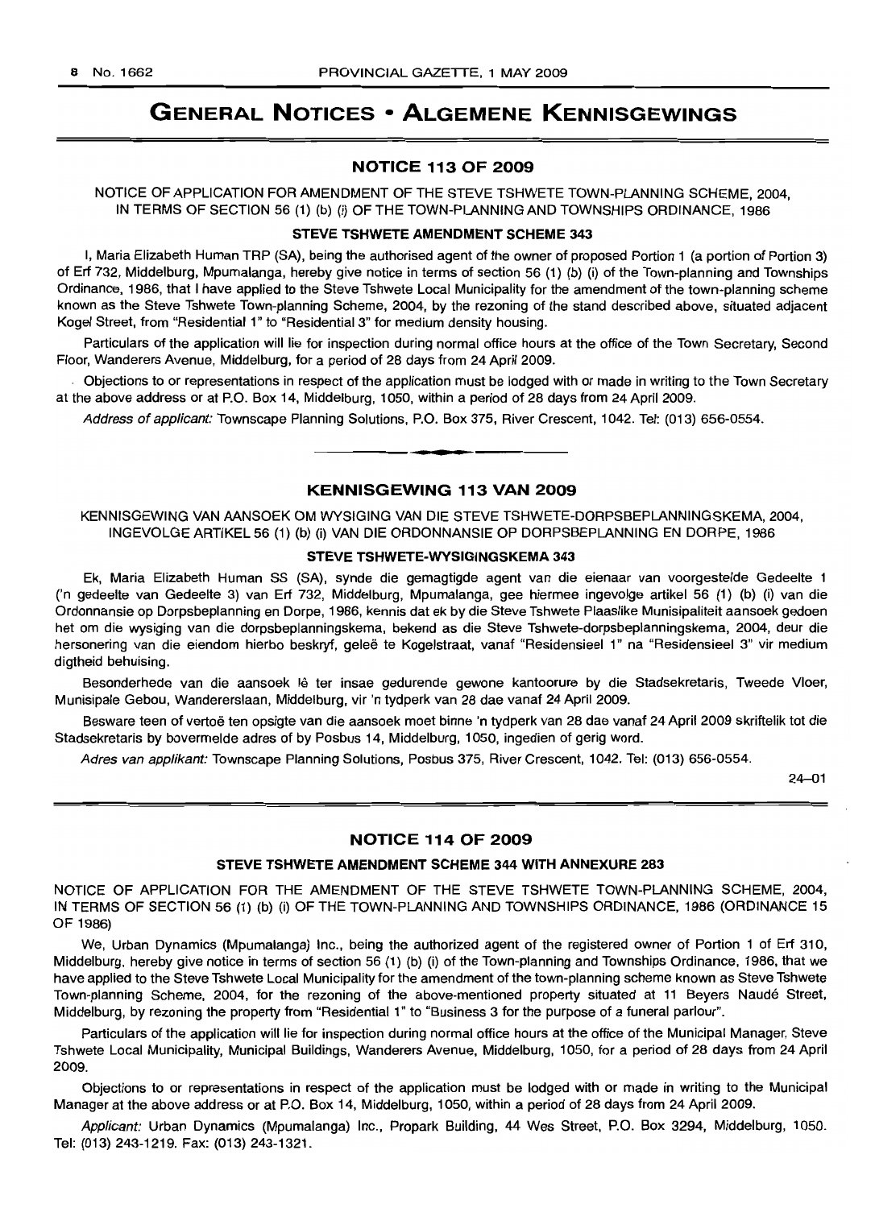# GENERAL NOTICES • ALGEMENE KENNISGEWINGS

## NOTICE 113 OF 2009

NOTICE OF APPLICATION FOR AMENDMENT OF THE STEVE TSHWETE TOWN-PLANNING SCHEME, 2004, IN TERMS OF SECTION 56 (1) (b) (i) OF THE TOWN-PLANNING AND TOWNSHIPS ORDINANCE, 1986

### STEVE TSHWETE AMENDMENT SCHEME 343

I, Maria Elizabeth Human TRP (SA), being the authorised agent of the owner of proposed Portion 1 (a portion of Portion 3) of Erf 732, Middelburg, Mpumalanga, hereby give notice in terms of section 56 (1) (b) (i) of the Town-planning and Townships Ordinance, 1986, that I have applied to the Steve Tshwete Local Municipality for the amendment of the town-planning scheme known as the Steve Tshwete Town-planning Scheme, 2004, by the rezoning of the stand described above, situated adjacent Kogel Street, from "Residential 1" to "Residential 3" for medium density housing.

Particulars of the application will lie for inspection during normal office hours at the office of the Town Secretary, Second Floor, Wanderers Avenue, Middelburg, for a period of 28 days from 24 April 2009.

Objections to or representations in respect of the application must be lodged with or made in writing to the Town Secretary at the above address or at P.O. Box 14, Middelburg, 1050, within a period of 28 days from 24 April 2009.

*Address of applicant:* Townscape Planning Solutions, P.O. Box 375, River Crescent, 1042. Tel: (013) 656-0554.

## KENNISGEWING 113 VAN 2009

KENNISGEWING VAN AANSOEK OM WYSIGING VAN DIE STEVE TSHWETE-DORPSBEPLANNINGSKEMA, 2004, INGEVOLGE ARTIKEL 56 (1) (b) (i) VAN DIE ORDONNANSIE OP DORPSBEPLANNING EN DORPE, 1986

### STEVE TSHWETE-WYSIGINGSKEMA 343

Ek, Maria Elizabeth Human SS (SA), synde die gemagtigde agent van die eienaar van voorgestelde Gedeelte 1 ('n gedeelte van Gedeelte 3) van Erf 732, Middelburg, Mpumalanga, gee hiermee ingevolge artikel 56 (1) (b) (i) van die Ordonnansie op Dorpsbeplanning en Dorpe, 1986, kennis dat ek by die Steve Tshwete Plaaslike Munisipaliteit aansoek gedoen het om die wysiging van die dorpsbeplanningskema, bekend as die Steve Tshwete-dorpsbeplanningskema, 2004, deur die hersonering van die eiendom hierbo beskryf, geleë te Kogelstraat, vanaf "Residensieel 1" na "Residensieel 3" vir medium digtheid behuising.

Besonderhede van die aansoek lê ter insae gedurende gewone kantoorure by die Stadsekretaris, Tweede Vloer, Munisipale Gebou, Wandererslaan, Middelburg, vir 'n tydperk van 28 dae vanaf 24 April 2009.

Besware teen of vertoë ten opsigte van die aansoek moet binne 'n tydperk van 28 dae vanaf 24 April 2009 skriftelik tot die Stadsekretaris by bovermelde adres of by Posbus 14, Middelburg, 1050, ingedien of gerig word.

*Adres van applikant:* Townscape Planning Solutions, Posbus 375, River Crescent, 1042. Tel: (013) 656-0554.

24–01

## NOTICE 114 OF 2009

### STEVE TSHWETE AMENDMENT SCHEME 344 WITH ANNEXURE 283

NOTICE OF APPLICATION FOR THE AMENDMENT OF THE STEVE TSHWETE TOWN-PLANNING SCHEME, 2004, IN TERMS OF SECTION 56 (1) (b) (i) OF THE TOWN-PLANNING AND TOWNSHIPS ORDINANCE, 1986 (ORDINANCE 15 OF 1986)

We, Urban Dynamics (Mpumalanga) Inc., being the authorized agent of the registered owner of Portion 1 of Erf 310, Middelburg, hereby give notice in terms of section 56 (1) (b) (i) of the Town-planning and Townships Ordinance, 1986, that we have applied to the Steve Tshwete Local Municipality for the amendment of the town-planning scheme known as Steve Tshwete Town-planning Scheme, 2004, for the rezoning of the above-mentioned property situated at 11 Beyers Naudé Street, Middelburg, by rezoning the property from "Residential 1" to "Business 3 for the purpose of a funeral parlour".

Particulars of the application will lie for inspection during normal office hours at the office of the Municipal Manager, Steve Tshwete Local Municipality, Municipal Buildings, Wanderers Avenue, Middelburg, 1050, for a period of 28 days from 24 April 2009.

Objections to or representations in respect of the application must be lodged with or made in writing to the Municipal Manager at the above address or at P.O. Box 14, Middelburg, 1050, within a period of 28 days from 24 April 2009.

*Applicant:* Urban Dynamics (Mpumalanga) Inc., Propark Building, 44 Wes Street, P.O. Box 3294, Middelburg, 1050. Tel: (013) 243-1219. Fax: (013) 243-1321.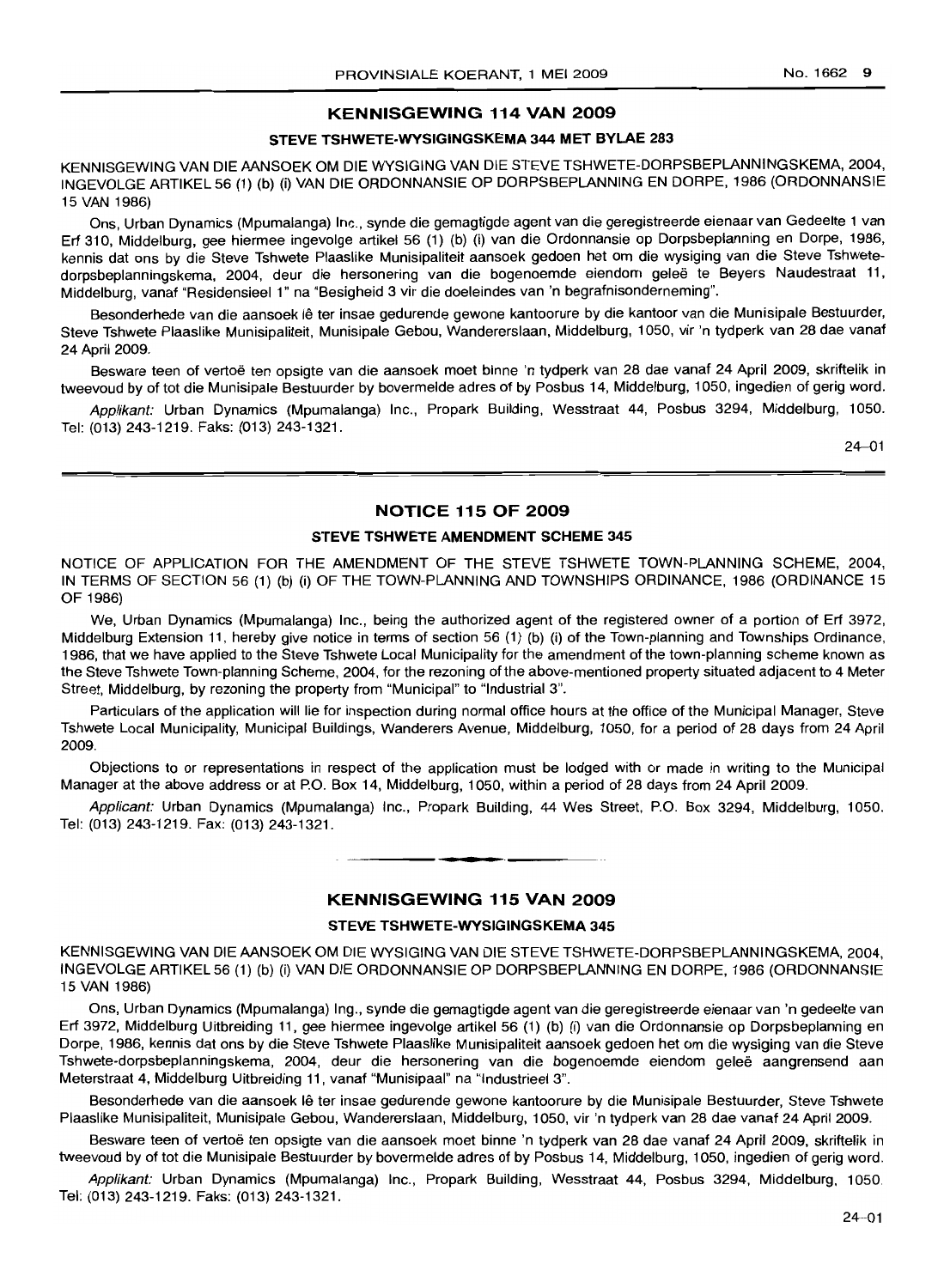## KENNISGEWING 114 VAN 2009

### STEVE TSHWETE-WYSIGINGSKEMA 344 MET BYLAE 283

KENNISGEWING VAN DIE AANSOEK OM DIE WYSIGING VAN DIE STEVE TSHWETE-DORPSBEPLANNINGSKEMA, 2004, INGEVOLGE ARTIKEL 56 (1) (b) (i) VAN DIE ORDONNANSIE OP DORPSBEPLANNING EN DORPE, 1986 (ORDONNANSIE 15 VAN 1986)

Ons, Urban Dynamics (Mpumalanga) Inc., synde die gemagtigde agent van die geregistreerde eienaar van Gedeelte 1 van Erf 310, Middelburg, gee hiermee ingevolge artikel 56 (1) (b) (i) van die Ordonnansie op Dorpsbeplanning en Dorpe, 1986, kennis dat ons by die Steve Tshwete Plaaslike Munisipaliteit aansoek gedoen het om die wysiging van die Steve Tshwete-dorpsbeplanningskema, 2004, deur die hersonering van die bogenoemde eiendom geleë te Beyers Naudestraat 11, Middelburg, vanaf "Residensieel 1" na "Besigheid 3 vir die doeleindes van 'n begrafnisonderneming".

Besonderhede van die aansoek lê ter insae gedurende gewone kantoorure by die kantoor van die Munisipale Bestuurder, Steve Tshwete Plaaslike Munisipaliteit, Munisipale Gebou, Wandererslaan, Middelburg, 1050, vir 'n tydperk van 28 dae vanaf 24 April 2009.

Besware teen of vertoë ten opsigte van die aansoek moet binne 'n tydperk van 28 dae vanaf 24 April 2009, skriftelik in tweevoud by of tot die Munisipale Bestuurder by bovermelde adres of by Posbus 14, Middelburg, 1050, ingedien of gerig word.

*Applikant:* Urban Dynamics (Mpumalanga) Inc., Propark Building, Wesstraat 44, Posbus 3294, Middelburg, 1050. Tel: (013) 243-1219. Faks: (013) 243-1321.

24–01

## NOTICE 115 OF 2009

### STEVE TSHWETE AMENDMENT SCHEME 345

NOTICE OF APPLICATION FOR THE AMENDMENT OF THE STEVE TSHWETE TOWN-PLANNING SCHEME, 2004, IN TERMS OF SECTION 56 (1) (b) (i) OF THE TOWN-PLANNING AND TOWNSHIPS ORDINANCE, 1986 (ORDINANCE 15 OF 1986)

We, Urban Dynamics (Mpumalanga) Inc., being the authorized agent of the registered owner of a portion of Erf 3972, Middelburg Extension 11, hereby give notice in terms of section 56 (1) (b) (i) of the Town-planning and Townships Ordinance, 1986, that we have applied to the Steve Tshwete Local Municipality for the amendment of the town-planning scheme known as the Steve Tshwete Town-planning Scheme, 2004, for the rezoning of the above-mentioned property situated adjacent to 4 Meter Street, Middelburg, by rezoning the property from "Municipal" to "Industrial 3".

Particulars of the application will lie for inspection during normal office hours at the office of the Municipal Manager, Steve Tshwete Local Municipality, Municipal Buildings, Wanderers Avenue, Middelburg, 1050, for a period of 28 days from 24 April 2009.

Objections to or representations in respect of the application must be lodged with or made in writing to the Municipal Manager at the above address or at P.O. Box 14, Middelburg, 1050, within a period of 28 days from 24 April 2009.

*Applicant:* Urban Dynamics (Mpumalanga) Inc., Propark Building, 44 Wes Street, P.O. Box 3294, Middelburg, 1050. Tel: (013) 243-1219. Fax: (013) 243-1321.

## KENNISGEWING 115 VAN 2009

### STEVE TSHWETE-WYSIGINGSKEMA 345

KENNISGEWING VAN DIE AANSOEK OM DIE WYSIGING VAN DIE STEVE TSHWETE-DORPSBEPLANNINGSKEMA, 2004, INGEVOLGE ARTIKEL 56 (1) (b) (i) VAN DIE ORDONNANSIE OP DORPSBEPLANNING EN DORPE, 1986 (ORDONNANSIE 15 VAN 1986)

Ons, Urban Dynamics (Mpumalanga) Ing., synde die gemagtigde agent van die geregistreerde eienaar van 'n gedeelte van Erf 3972, Middelburg Uitbreiding 11, gee hiermee ingevolge artikel 56 (1) (b) (i) van die Ordonnansie op Dorpsbeplanning en Dorpe, 1986, kennis dat ons by die Steve Tshwete Plaaslike Munisipaliteit aansoek gedoen het om die wysiging van die Steve Tshwete-dorpsbeplanningskema, 2004, deur die hersonering van die bogenoemde eiendom geleë aangrensend aan Meterstraat 4, Middelburg Uitbreiding 11, vanaf "Munisipaal" na "Industrieel 3".

Besonderhede van die aansoek lê ter insae gedurende gewone kantoorure by die Munisipale Bestuurder, Steve Tshwete Plaaslike Munisipaliteit, Munisipale Gebou, Wandererslaan, Middelburg, 1050, vir 'n tydperk van 28 dae vanaf 24 April 2009.

Besware teen of vertoë ten opsigte van die aansoek moet binne 'n tydperk van 28 dae vanaf 24 April 2009, skriftelik in tweevoud by of tot die Munisipale Bestuurder by bovermelde adres of by Posbus 14, Middelburg, 1050, ingedien of gerig word.

*Applikant:* Urban Dynamics (Mpumalanga) Inc., Propark Building, Wesstraat 44, Posbus 3294, Middelburg, 1050. Tel: (013) 243-1219. Faks: (013) 243-1321.

24–01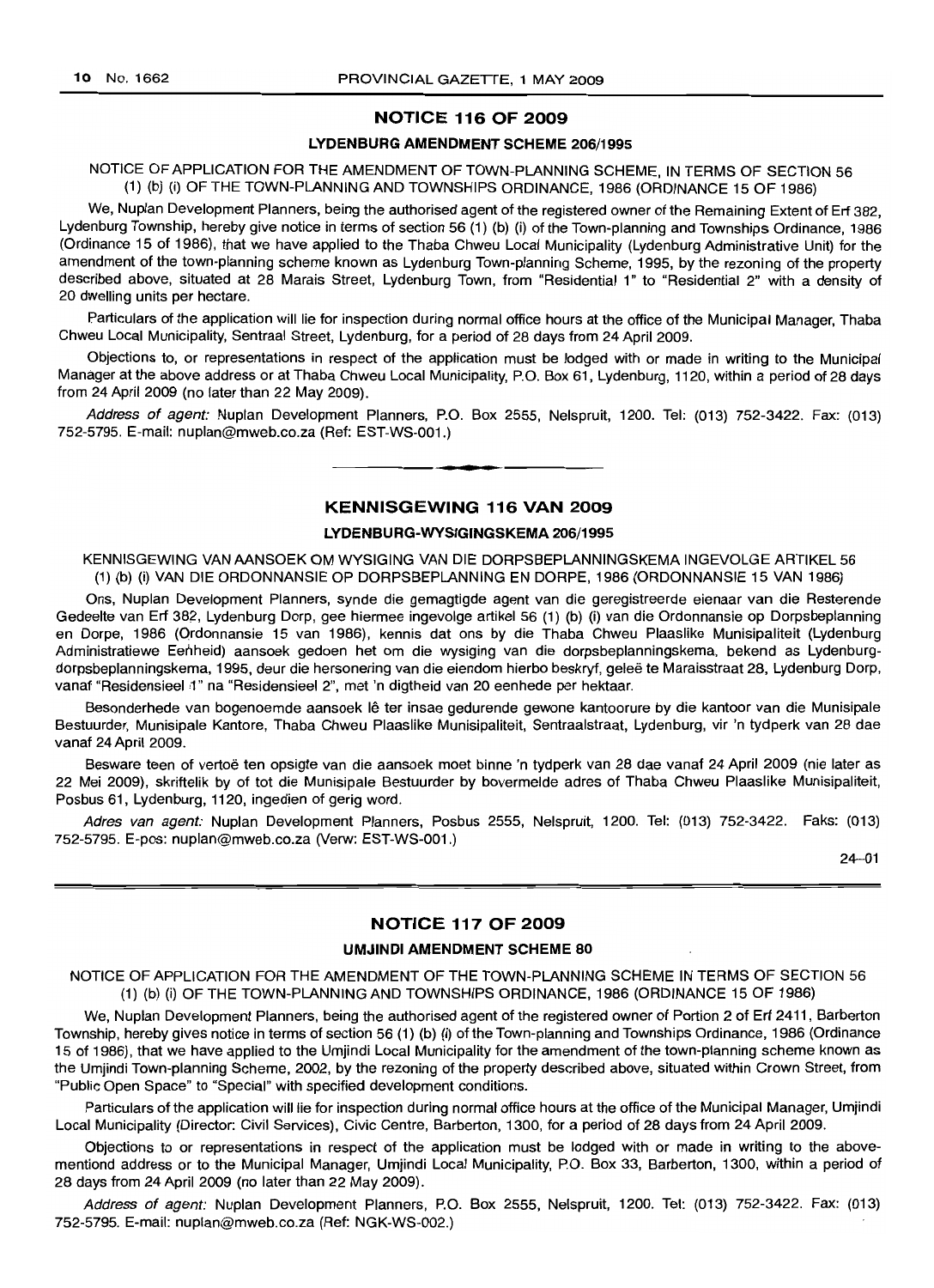## NOTICE 116 OF 2009

### LYDENBURG AMENDMENT SCHEME 206/1995

NOTICE OF APPLICATION FOR THE AMENDMENT OF TOWN-PLANNING SCHEME, IN TERMS OF SECTION 56 (1) (b) (i) OF THE TOWN-PLANNING AND TOWNSHIPS ORDINANCE, 1986 (ORDINANCE 15 OF 1986)

We, Nuplan Development Planners, being the authorised agent of the registered owner of the Remaining Extent of Erf 382, Lydenburg Township, hereby give notice in terms of section 56 (1) (b) (i) of the Town-planning and Townships Ordinance, 1986 (Ordinance 15 of 1986), that we have applied to the Thaba Chweu Local Municipality (Lydenburg Administrative Unit) for the amendment of the town-planning scheme known as Lydenburg Town-planning Scheme, 1995, by the rezoning of the property described above, situated at 28 Marais Street, Lydenburg Town, from "Residential 1" to "Residential 2" with a density of 20 dwelling units per hectare.

Particulars of the application will lie for inspection during normal office hours at the office of the Municipal Manager, Thaba Chweu Local Municipality, Sentraal Street, Lydenburg, for a period of 28 days from 24 April 2009.

Objections to, or representations in respect of the application must be lodged with or made in writing to the Municipal Manager at the above address or at Thaba Chweu Local Municipality, P.O. Box 61, Lydenburg, 1120, within a period of 28 days from 24 April 2009 (no later than 22 May 2009).

*Address of agent:* Nuplan Development Planners, P.O. Box 2555, Nelspruit, 1200. Tel: (013) 752-3422. Fax: (013) 752-5795. E-mail: nuplan@mweb.co.za (Ref: EST-WS-001.)

---

## KENNISGEWING 116 VAN 2009

### LYDENBURG-WYSIGINGSKEMA 206/1995

KENNISGEWING VAN AANSOEK OM WYSIGING VAN DIE DORPSBEPLANNINGSKEMA INGEVOLGE ARTIKEL 56 (1) (b) (i) VAN DIE ORDONNANSIE OP DORPSBEPLANNING EN DORPE, 1986 (ORDONNANSIE 15 VAN 1986)

Ons, Nuplan Development Planners, synde die gemagtigde agent van die geregistreerde eienaar van die Resterende Gedeelte van Erf 382, Lydenburg Dorp, gee hiermee ingevolge artikel 56 (1) (b) (i) van die Ordonnansie op Dorpsbeplanning en Dorpe, 1986 (Ordonnansie 15 van 1986), kennis dat ons by die Thaba Chweu Plaaslike Munisipaliteit (Lydenburg Administratiewe Eenheid) aansoek gedoen het om die wysiging van die dorpsbeplanningskema, bekend as Lydenburg-dorpsbeplanningskema, 1995, deur die hersonering van die eiendom hierbo beskryf, geleë te Maraisstraat 28, Lydenburg Dorp, vanaf "Residensieel 1" na "Residensieel 2", met 'n digtheid van 20 eenhede per hektaar.

Besonderhede van bogenoemde aansoek lê ter insae gedurende gewone kantoorure by die kantoor van die Munisipale Bestuurder, Munisipale Kantore, Thaba Chweu Plaaslike Munisipaliteit, Sentraalstraat, Lydenburg, vir 'n tydperk van 28 dae vanaf 24 April 2009.

Besware teen of vertoë ten opsigte van die aansoek moet binne 'n tydperk van 28 dae vanaf 24 April 2009 (nie later as 22 Mei 2009), skriftelik by of tot die Munisipale Bestuurder by bovermelde adres of Thaba Chweu Plaaslike Munisipaliteit, Posbus 61, Lydenburg, 1120, ingedien of gerig word.

*Adres van agent:* Nuplan Development Planners, Posbus 2555, Nelspruit, 1200. Tel: (013) 752-3422. Faks: (013) 752-5795. E-pos: nuplan@mweb.co.za (Verw: EST-WS-001.)

24–01

---

## NOTICE 117 OF 2009

### UMJINDI AMENDMENT SCHEME 80

NOTICE OF APPLICATION FOR THE AMENDMENT OF THE TOWN-PLANNING SCHEME IN TERMS OF SECTION 56 (1) (b) (i) OF THE TOWN-PLANNING AND TOWNSHIPS ORDINANCE, 1986 (ORDINANCE 15 OF 1986)

We, Nuplan Development Planners, being the authorised agent of the registered owner of Portion 2 of Erf 2411, Barberton Township, hereby gives notice in terms of section 56 (1) (b) (i) of the Town-planning and Townships Ordinance, 1986 (Ordinance 15 of 1986), that we have applied to the Umjindi Local Municipality for the amendment of the town-planning scheme known as the Umjindi Town-planning Scheme, 2002, by the rezoning of the property described above, situated within Crown Street, from "Public Open Space" to "Special" with specified development conditions.

Particulars of the application will lie for inspection during normal office hours at the office of the Municipal Manager, Umjindi Local Municipality (Director: Civil Services), Civic Centre, Barberton, 1300, for a period of 28 days from 24 April 2009.

Objections to or representations in respect of the application must be lodged with or made in writing to the above-mentiond address or to the Municipal Manager, Umjindi Local Municipality, P.O. Box 33, Barberton, 1300, within a period of 28 days from 24 April 2009 (no later than 22 May 2009).

*Address of agent:* Nuplan Development Planners, P.O. Box 2555, Nelspruit, 1200. Tel: (013) 752-3422. Fax: (013) 752-5795. E-mail: nuplan@mweb.co.za (Ref: NGK-WS-002.)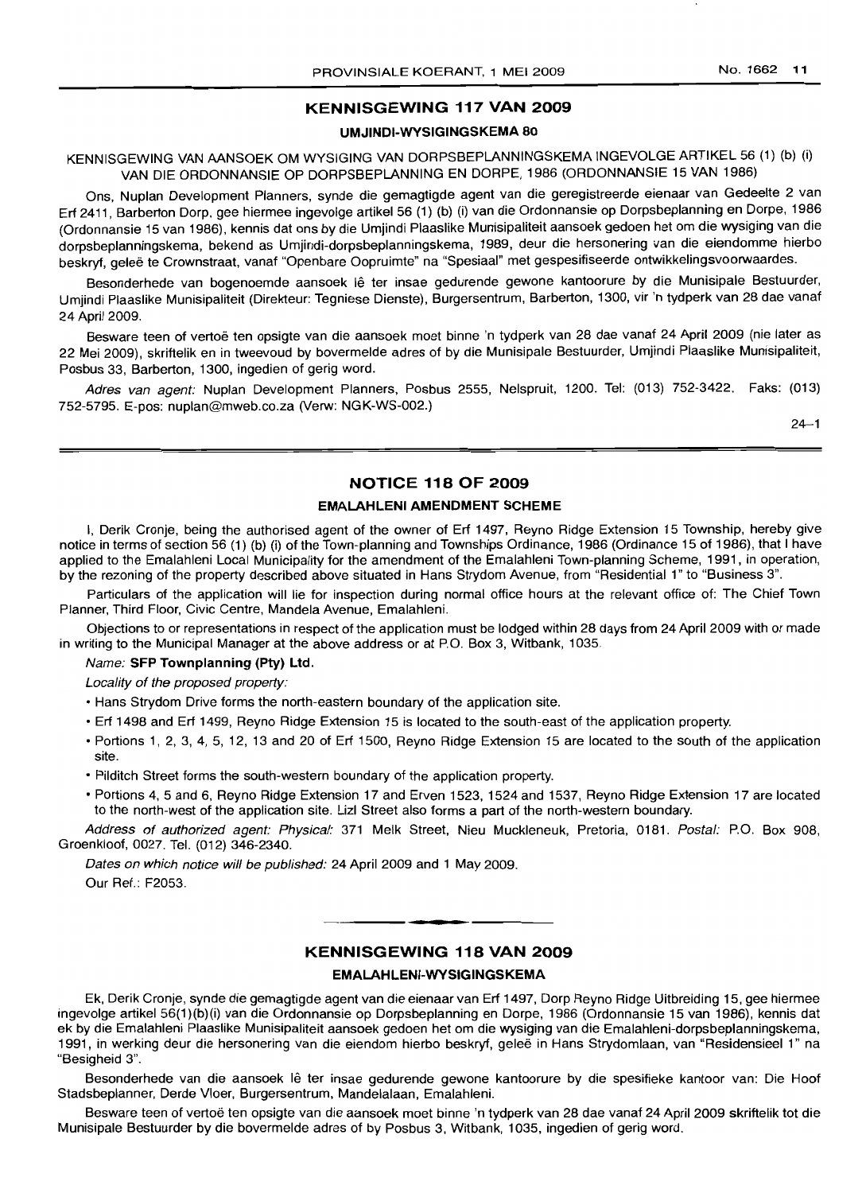## KENNISGEWING 117 VAN 2009

### UMJINDI-WYSIGINGSKEMA 80

KENNISGEWING VAN AANSOEK OM WYSIGING VAN DORPSBEPLANNINGSKEMA INGEVOLGE ARTIKEL 56 (1) (b) (i) VAN DIE ORDONNANSIE OP DORPSBEPLANNING EN DORPE, 1986 (ORDONNANSIE 15 VAN 1986)

Ons, Nuplan Development Planners, synde die gemagtigde agent van die geregistreerde eienaar van Gedeelte 2 van Erf 2411, Barberton Dorp, gee hiermee ingevolge artikel 56 (1) (b) (i) van die Ordonnansie op Dorpsbeplanning en Dorpe, 1986 (Ordonnansie 15 van 1986), kennis dat ons by die Umjindi Plaaslike Munisipaliteit aansoek gedoen het om die wysiging van die dorpsbeplanningskema, bekend as Umjindi-dorpsbeplanningskema, 1989, deur die hersonering van die eiendomme hierbo beskryf, geleë te Crownstraat, vanaf "Openbare Oopruimte" na "Spesiaal" met gespesifiseerde ontwikkelingsvoorwaardes.

Besonderhede van bogenoemde aansoek lê ter insae gedurende gewone kantoorure by die Munisipale Bestuurder, Umjindi Plaaslike Munisipaliteit (Direkteur: Tegniese Dienste), Burgersentrum, Barberton, 1300, vir 'n tydperk van 28 dae vanaf 24 April 2009.

Besware teen of vertoë ten opsigte van die aansoek moet binne 'n tydperk van 28 dae vanaf 24 April 2009 (nie later as 22 Mei 2009), skriftelik en in tweevoud by bovermelde adres of by die Munisipale Bestuurder, Umjindi Plaaslike Munisipaliteit, Posbus 33, Barberton, 1300, ingedien of gerig word.

*Adres van agent:* Nuplan Development Planners, Posbus 2555, Nelspruit, 1200. Tel: (013) 752-3422. Faks: (013) 752-5795. E-pos: nuplan@mweb.co.za (Verw: NGK-WS-002.)

24–1

## NOTICE 118 OF 2009

### EMALAHLENI AMENDMENT SCHEME

I, Derik Cronje, being the authorised agent of the owner of Erf 1497, Reyno Ridge Extension 15 Township, hereby give notice in terms of section 56 (1) (b) (i) of the Town-planning and Townships Ordinance, 1986 (Ordinance 15 of 1986), that I have applied to the Emalahleni Local Municipality for the amendment of the Emalahleni Town-planning Scheme, 1991, in operation, by the rezoning of the property described above situated in Hans Strydom Avenue, from "Residential 1" to "Business 3".

Particulars of the application will lie for inspection during normal office hours at the relevant office of: The Chief Town Planner, Third Floor, Civic Centre, Mandela Avenue, Emalahleni.

Objections to or representations in respect of the application must be lodged within 28 days from 24 April 2009 with or made in writing to the Municipal Manager at the above address or at P.O. Box 3, Witbank, 1035.

*Name:* **SFP Townplanning (Pty) Ltd.**

*Locality of the proposed property:*

- Hans Strydom Drive forms the north-eastern boundary of the application site.
- Erf 1498 and Erf 1499, Reyno Ridge Extension 15 is located to the south-east of the application property.
- Portions 1, 2, 3, 4, 5, 12, 13 and 20 of Erf 1500, Reyno Ridge Extension 15 are located to the south of the application site.
- Pilditch Street forms the south-western boundary of the application property.
- Portions 4, 5 and 6, Reyno Ridge Extension 17 and Erven 1523, 1524 and 1537, Reyno Ridge Extension 17 are located to the north-west of the application site. Lizl Street also forms a part of the north-western boundary.

*Address of authorized agent: Physical:* 371 Melk Street, Nieu Muckleneuk, Pretoria, 0181. *Postal:* P.O. Box 908, Groenkloof, 0027. Tel. (012) 346-2340.

*Dates on which notice will be published:* 24 April 2009 and 1 May 2009.

Our Ref.: F2053.

## KENNISGEWING 118 VAN 2009

### EMALAHLENI-WYSIGINGSKEMA

Ek, Derik Cronje, synde die gemagtigde agent van die eienaar van Erf 1497, Dorp Reyno Ridge Uitbreiding 15, gee hiermee ingevolge artikel 56(1)(b)(i) van die Ordonnansie op Dorpsbeplanning en Dorpe, 1986 (Ordonnansie 15 van 1986), kennis dat ek by die Emalahleni Plaaslike Munisipaliteit aansoek gedoen het om die wysiging van die Emalahleni-dorpsbeplanningskema, 1991, in werking deur die hersonering van die eiendom hierbo beskryf, geleë in Hans Strydomlaan, van "Residensieel 1" na "Besigheid 3".

Besonderhede van die aansoek lê ter insae gedurende gewone kantoorure by die spesifieke kantoor van: Die Hoof Stadsbeplanner, Derde Vloer, Burgersentrum, Mandelalaan, Emalahleni.

Besware teen of vertoë ten opsigte van die aansoek moet binne 'n tydperk van 28 dae vanaf 24 April 2009 skriftelik tot die Munisipale Bestuurder by die bovermelde adres of by Posbus 3, Witbank, 1035, ingedien of gerig word.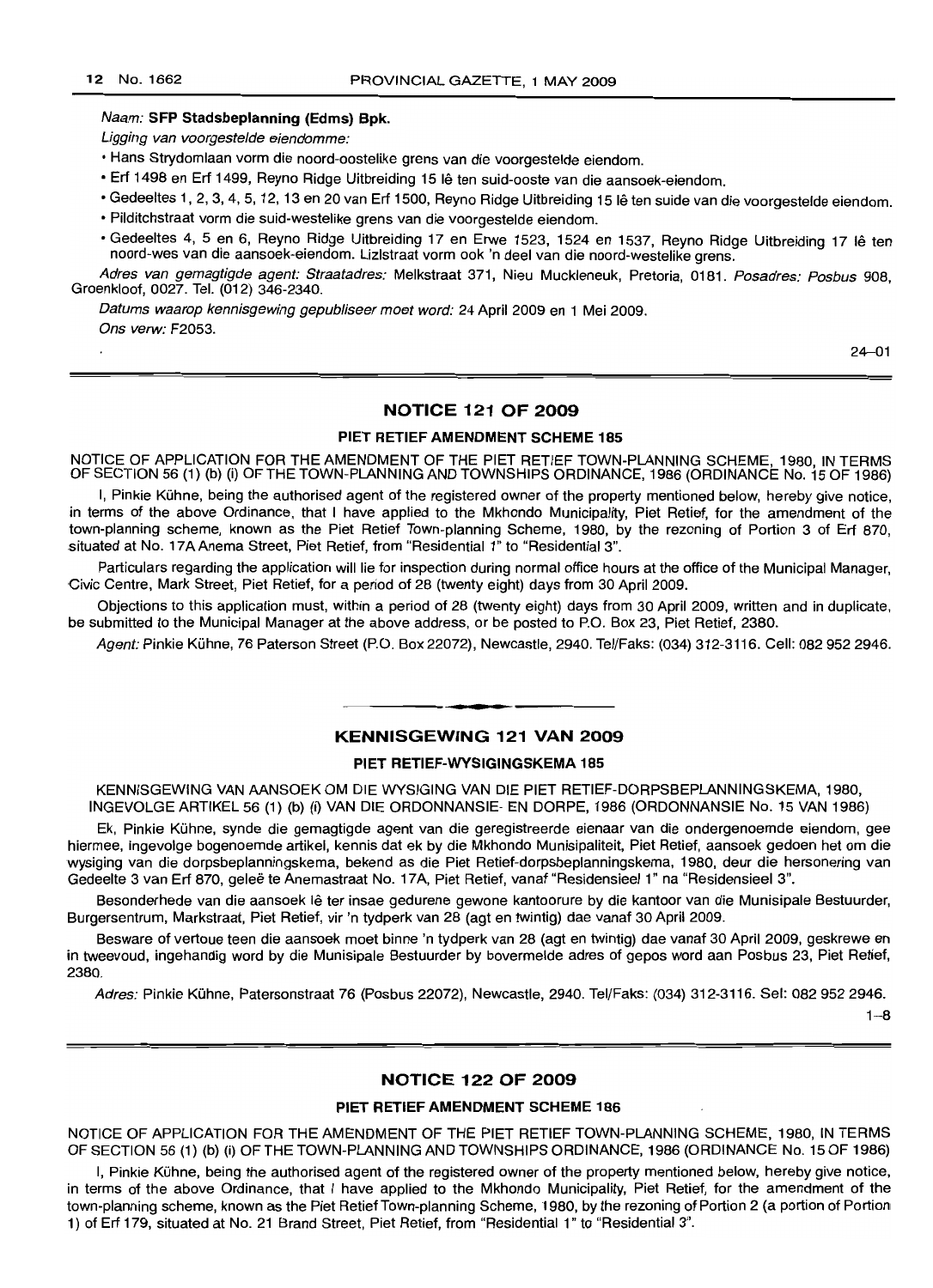*Naam:* **SFP Stadsbeplanning (Edms) Bpk.**

*Ligging van voorgestelde eiendomme:*

- Hans Strydomlaan vorm die noord-oostelike grens van die voorgestelde eiendom.
- Erf 1498 en Erf 1499, Reyno Ridge Uitbreiding 15 lê ten suid-ooste van die aansoek-eiendom.
- Gedeeltes 1, 2, 3, 4, 5, 12, 13 en 20 van Erf 1500, Reyno Ridge Uitbreiding 15 lê ten suide van die voorgestelde eiendom.
- Pilditchstraat vorm die suid-westelike grens van die voorgestelde eiendom.
- Gedeeltes 4, 5 en 6, Reyno Ridge Uitbreiding 17 en Erwe 1523, 1524 en 1537, Reyno Ridge Uitbreiding 17 lê ten noord-wes van die aansoek-eiendom. Lizlstraat vorm ook 'n deel van die noord-westelike grens.

*Adres van gemagtigde agent: Straatadres:* Melkstraat 371, Nieu Muckleneuk, Pretoria, 0181. *Posadres:* Posbus 908, Groenkloof, 0027. Tel. (012) 346-2340.

*Datums waarop kennisgewing gepubliseer moet word:* 24 April 2009 en 1 Mei 2009.

*Ons verw:* F2053.

24–01

## NOTICE 121 OF 2009

### PIET RETIEF AMENDMENT SCHEME 185

NOTICE OF APPLICATION FOR THE AMENDMENT OF THE PIET RETIEF TOWN-PLANNING SCHEME, 1980, IN TERMS OF SECTION 56 (1) (b) (i) OF THE TOWN-PLANNING AND TOWNSHIPS ORDINANCE, 1986 (ORDINANCE No. 15 OF 1986)

I, Pinkie Kühne, being the authorised agent of the registered owner of the property mentioned below, hereby give notice, in terms of the above Ordinance, that I have applied to the Mkhondo Municipality, Piet Retief, for the amendment of the town-planning scheme, known as the Piet Retief Town-planning Scheme, 1980, by the rezoning of Portion 3 of Erf 870, situated at No. 17A Anema Street, Piet Retief, from "Residential 1" to "Residential 3".

Particulars regarding the application will lie for inspection during normal office hours at the office of the Municipal Manager, Civic Centre, Mark Street, Piet Retief, for a period of 28 (twenty eight) days from 30 April 2009.

Objections to this application must, within a period of 28 (twenty eight) days from 30 April 2009, written and in duplicate, be submitted to the Municipal Manager at the above address, or be posted to P.O. Box 23, Piet Retief, 2380.

*Agent:* Pinkie Kühne, 76 Paterson Street (P.O. Box 22072), Newcastle, 2940. Tel/Faks: (034) 312-3116. Cell: 082 952 2946.

## KENNISGEWING 121 VAN 2009

### PIET RETIEF-WYSIGINGSKEMA 185

KENNISGEWING VAN AANSOEK OM DIE WYSIGING VAN DIE PIET RETIEF-DORPSBEPLANNINGSKEMA, 1980, INGEVOLGE ARTIKEL 56 (1) (b) (i) VAN DIE ORDONNANSIE- EN DORPE, 1986 (ORDONNANSIE No. 15 VAN 1986)

Ek, Pinkie Kühne, synde die gemagtigde agent van die geregistreerde eienaar van die ondergenoemde eiendom, gee hiermee, ingevolge bogenoemde artikel, kennis dat ek by die Mkhondo Munisipaliteit, Piet Retief, aansoek gedoen het om die wysiging van die dorpsbeplanningskema, bekend as die Piet Retief-dorpsbeplanningskema, 1980, deur die hersonering van Gedeelte 3 van Erf 870, geleë te Anemastraat No. 17A, Piet Retief, vanaf "Residensieel 1" na "Residensieel 3".

Besonderhede van die aansoek lê ter insae gedurende gewone kantoorure by die kantoor van die Munisipale Bestuurder, Burgersentrum, Markstraat, Piet Retief, vir 'n tydperk van 28 (agt en twintig) dae vanaf 30 April 2009.

Besware of vertoue teen die aansoek moet binne 'n tydperk van 28 (agt en twintig) dae vanaf 30 April 2009, geskrewe en in tweevoud, ingehandig word by die Munisipale Bestuurder by bovermelde adres of gepos word aan Posbus 23, Piet Retief, 2380.

*Adres:* Pinkie Kühne, Patersonstraat 76 (Posbus 22072), Newcastle, 2940. Tel/Faks: (034) 312-3116. Sel: 082 952 2946.

1–8

## NOTICE 122 OF 2009

### PIET RETIEF AMENDMENT SCHEME 186

NOTICE OF APPLICATION FOR THE AMENDMENT OF THE PIET RETIEF TOWN-PLANNING SCHEME, 1980, IN TERMS OF SECTION 56 (1) (b) (i) OF THE TOWN-PLANNING AND TOWNSHIPS ORDINANCE, 1986 (ORDINANCE No. 15 OF 1986)

I, Pinkie Kühne, being the authorised agent of the registered owner of the property mentioned below, hereby give notice, in terms of the above Ordinance, that I have applied to the Mkhondo Municipality, Piet Retief, for the amendment of the town-planning scheme, known as the Piet Retief Town-planning Scheme, 1980, by the rezoning of Portion 2 (a portion of Portion 1) of Erf 179, situated at No. 21 Brand Street, Piet Retief, from "Residential 1" to "Residential 3".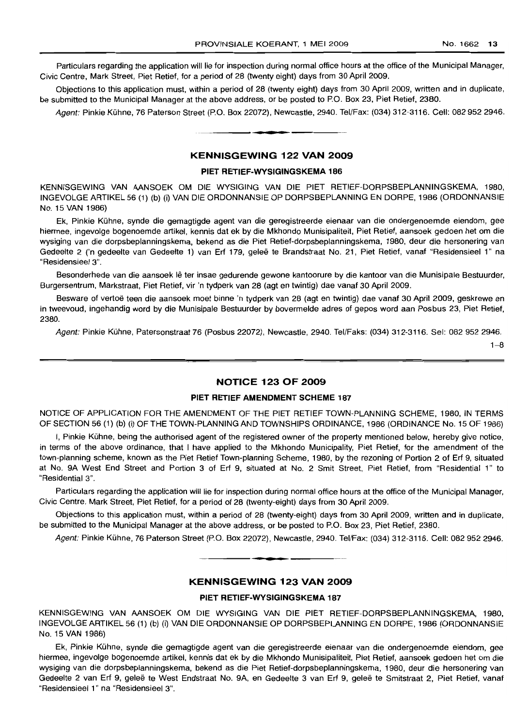Particulars regarding the application will lie for inspection during normal office hours at the office of the Municipal Manager, Civic Centre, Mark Street, Piet Retief, for a period of 28 (twenty eight) days from 30 April 2009.

Objections to this application must, within a period of 28 (twenty eight) days from 30 April 2009, written and in duplicate, be submitted to the Municipal Manager at the above address, or be posted to P.O. Box 23, Piet Retief, 2380.

*Agent:* Pinkie Kühne, 76 Paterson Street (P.O. Box 22072), Newcastle, 2940. Tel/Fax: (034) 312-3116. Cell: 082 952 2946.

---

## KENNISGEWING 122 VAN 2009

### PIET RETIEF-WYSIGINGSKEMA 186

KENNISGEWING VAN AANSOEK OM DIE WYSIGING VAN DIE PIET RETIEF-DORPSBEPLANNINGSKEMA, 1980, INGEVOLGE ARTIKEL 56 (1) (b) (i) VAN DIE ORDONNANSIE OP DORPSBEPLANNING EN DORPE, 1986 (ORDONNANSIE No. 15 VAN 1986)

Ek, Pinkie Kühne, synde die gemagtigde agent van die geregistreerde eienaar van die ondergenoemde eiendom, gee hiermee, ingevolge bogenoemde artikel, kennis dat ek by die Mkhondo Munisipaliteit, Piet Retief, aansoek gedoen het om die wysiging van die dorpsbeplanningskema, bekend as die Piet Retief-dorpsbeplanningskema, 1980, deur die hersonering van Gedeelte 2 ('n gedeelte van Gedeelte 1) van Erf 179, geleë te Brandstraat No. 21, Piet Retief, vanaf "Residensieel 1" na "Residensieel 3".

Besonderhede van die aansoek lê ter insae gedurende gewone kantoorure by die kantoor van die Munisipale Bestuurder, Burgersentrum, Markstraat, Piet Retief, vir 'n tydperk van 28 (agt en twintig) dae vanaf 30 April 2009.

Besware of vertoë teen die aansoek moet binne 'n tydperk van 28 (agt en twintig) dae vanaf 30 April 2009, geskrewe en in tweevoud, ingehandig word by die Munisipale Bestuurder by bovermelde adres of gepos word aan Posbus 23, Piet Retief, 2380.

*Agent:* Pinkie Kühne, Patersonstraat 76 (Posbus 22072), Newcastle, 2940. Tel/Faks: (034) 312-3116. Sel: 082 952 2946.

1–8

---

## NOTICE 123 OF 2009

### PIET RETIEF AMENDMENT SCHEME 187

NOTICE OF APPLICATION FOR THE AMENDMENT OF THE PIET RETIEF TOWN-PLANNING SCHEME, 1980, IN TERMS OF SECTION 56 (1) (b) (i) OF THE TOWN-PLANNING AND TOWNSHIPS ORDINANCE, 1986 (ORDINANCE No. 15 OF 1986)

I, Pinkie Kühne, being the authorised agent of the registered owner of the property mentioned below, hereby give notice, in terms of the above ordinance, that I have applied to the Mkhondo Municipality, Piet Retief, for the amendment of the town-planning scheme, known as the Piet Retief Town-planning Scheme, 1980, by the rezoning of Portion 2 of Erf 9, situated at No. 9A West End Street and Portion 3 of Erf 9, situated at No. 2 Smit Street, Piet Retief, from "Residential 1" to "Residential 3".

Particulars regarding the application will lie for inspection during normal office hours at the office of the Municipal Manager, Civic Centre, Mark Street, Piet Retief, for a period of 28 (twenty-eight) days from 30 April 2009.

Objections to this application must, within a period of 28 (twenty-eight) days from 30 April 2009, written and in duplicate, be submitted to the Municipal Manager at the above address, or be posted to P.O. Box 23, Piet Retief, 2380.

*Agent:* Pinkie Kühne, 76 Paterson Street (P.O. Box 22072), Newcastle, 2940. Tel/Fax: (034) 312-3116. Cell: 082 952 2946.

---

## KENNISGEWING 123 VAN 2009

### PIET RETIEF-WYSIGINGSKEMA 187

KENNISGEWING VAN AANSOEK OM DIE WYSIGING VAN DIE PIET RETIEF-DORPSBEPLANNINGSKEMA, 1980, INGEVOLGE ARTIKEL 56 (1) (b) (i) VAN DIE ORDONNANSIE OP DORPSBEPLANNING EN DORPE, 1986 (ORDONNANSIE No. 15 VAN 1986)

Ek, Pinkie Kühne, synde die gemagtigde agent van die geregistreerde eienaar van die ondergenoemde eiendom, gee hiermee, ingevolge bogenoemde artikel, kennis dat ek by die Mkhondo Munisipaliteit, Piet Retief, aansoek gedoen het om die wysiging van die dorpsbeplanningskema, bekend as die Piet Retief-dorpsbeplanningskema, 1980, deur die hersonering van Gedeelte 2 van Erf 9, geleë te West Endstraat No. 9A, en Gedeelte 3 van Erf 9, geleë te Smitstraat 2, Piet Retief, vanaf "Residensieel 1" na "Residensieel 3".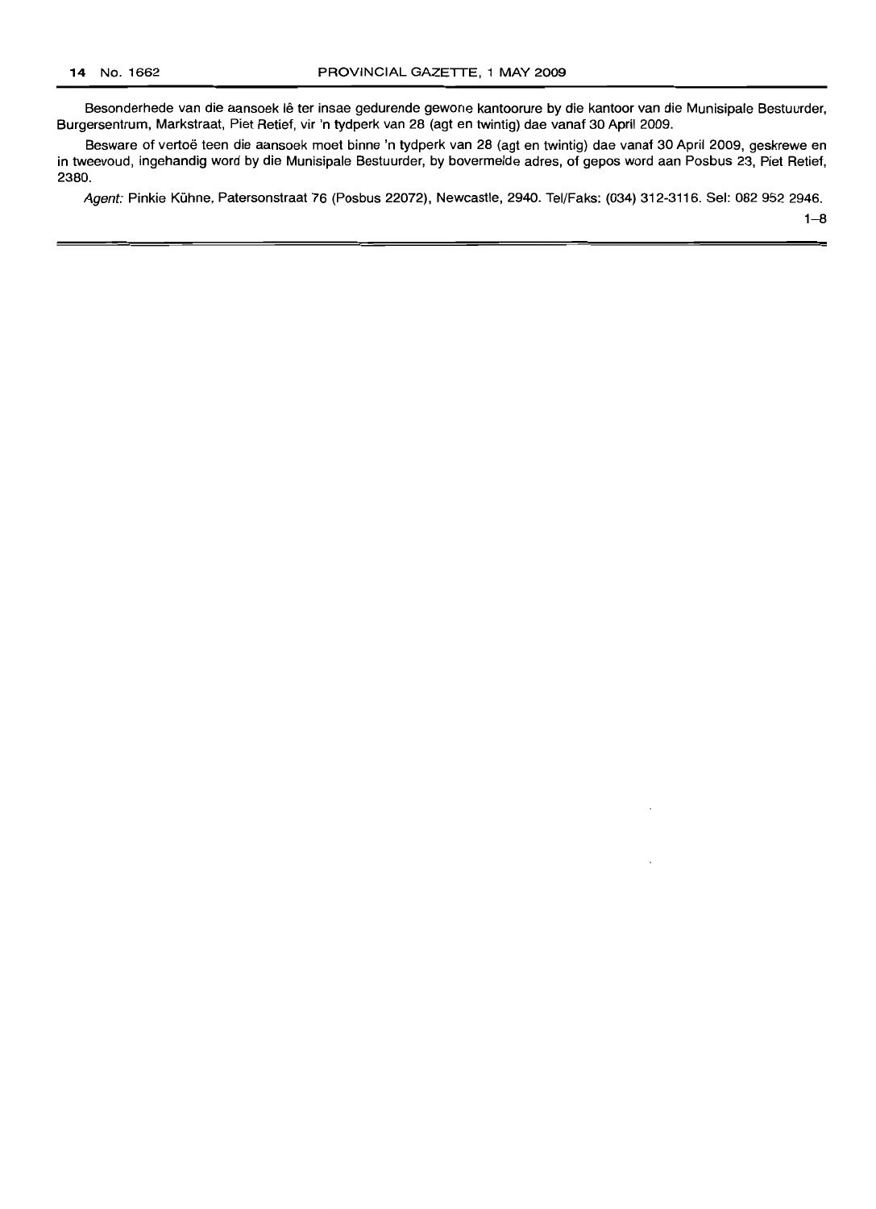Besonderhede van die aansoek lê ter insae gedurende gewone kantoorure by die kantoor van die Munisipale Bestuurder, Burgersentrum, Markstraat, Piet Retief, vir 'n tydperk van 28 (agt en twintig) dae vanaf 30 April 2009.

Besware of vertoë teen die aansoek moet binne 'n tydperk van 28 (agt en twintig) dae vanaf 30 April 2009, geskrewe en in tweevoud, ingehandig word by die Munisipale Bestuurder, by bovermelde adres, of gepos word aan Posbus 23, Piet Retief, 2380.

*Agent:* Pinkie Kühne, Patersonstraat 76 (Posbus 22072), Newcastle, 2940. Tel/Faks: (034) 312-3116. Sel: 082 952 2946.

1–8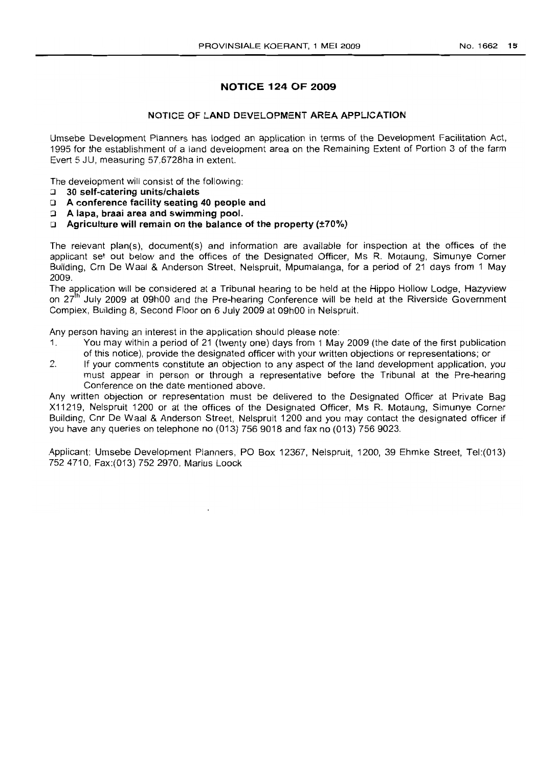## NOTICE 124 OF 2009

### NOTICE OF LAND DEVELOPMENT AREA APPLICATION

Umsebe Development Planners has lodged an application in terms of the Development Facilitation Act, 1995 for the establishment of a land development area on the Remaining Extent of Portion 3 of the farm Evert 5 JU, measuring 57,6728ha in extent.

The development will consist of the following:

- **30 self-catering units/chalets**
- **A conference facility seating 40 people and**
- **A lapa, braai area and swimming pool.**
- **Agriculture will remain on the balance of the property (±70%)**

The relevant plan(s), document(s) and information are available for inspection at the offices of the applicant set out below and the offices of the Designated Officer, Ms R. Motaung, Simunye Corner Building, Crn De Waal & Anderson Street, Nelspruit, Mpumalanga, for a period of 21 days from 1 May 2009.

The application will be considered at a Tribunal hearing to be held at the Hippo Hollow Lodge, Hazyview on 27th July 2009 at 09h00 and the Pre-hearing Conference will be held at the Riverside Government Complex, Building 8, Second Floor on 6 July 2009 at 09h00 in Nelspruit.

Any person having an interest in the application should please note:

1. You may within a period of 21 (twenty one) days from 1 May 2009 (the date of the first publication of this notice), provide the designated officer with your written objections or representations; or
2. If your comments constitute an objection to any aspect of the land development application, you must appear in person or through a representative before the Tribunal at the Pre-hearing Conference on the date mentioned above.

Any written objection or representation must be delivered to the Designated Officer at Private Bag X11219, Nelspruit 1200 or at the offices of the Designated Officer, Ms R. Motaung, Simunye Corner Building, Cnr De Waal & Anderson Street, Nelspruit 1200 and you may contact the designated officer if you have any queries on telephone no (013) 756 9018 and fax no (013) 756 9023.

Applicant: Umsebe Development Planners, PO Box 12367, Nelspruit, 1200, 39 Ehmke Street, Tel:(013) 752 4710, Fax:(013) 752 2970, Marius Loock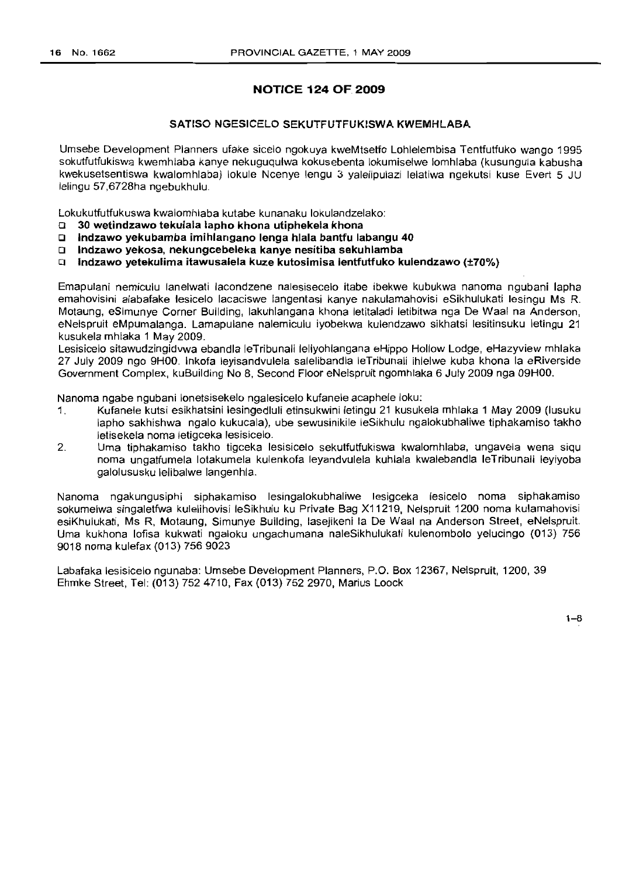## NOTICE 124 OF 2009

### SATISO NGESICELO SEKUTFUTFUKISWA KWEMHLABA

Umsebe Development Planners ufake sicelo ngokuya kweMtsetfo Lohlelembisa Tentfutfuko wango 1995 sokutfutfukiswa kwemhlaba kanye nekuguqulwa kokusebenta lokumiselwe lomhlaba (kusungula kabusha kwekusetsentiswa kwalomhlaba) lokule Ncenye lengu 3 yalelipulazi lelatiwa ngekutsi kuse Evert 5 JU lelingu 57,6728ha ngebukhulu.

Lokukutfutfukuswa kwalomhlaba kutabe kunanaku lokulandzelako:

- **30 wetindzawo tekulala lapho khona utiphekela khona**
- **Indzawo yekubamba imihlangano lenga hlala bantfu labangu 40**
- **Indzawo yekosa, nekungcebeleka kanye nesitiba sekuhlamba**
- **Indzawo yetekulima itawusalela kuze kutosimisa lentfutfuko kulendzawo (±70%)**

Emapulani nemiculu lanelwati lacondzene nalesisecelo itabe ibekwe kubukwa nanoma ngubani lapha emahovisini alabafake lesicelo lacaciswe langentasi kanye nakulamahovisi eSikhulukati lesingu Ms R. Motaung, eSimunye Corner Building, lakuhlangana khona letitaladi letibitwa nga De Waal na Anderson, eNelspruit eMpumalanga. Lamapulane nalemiculu iyobekwa kulendzawo sikhatsi lesitinsuku letingu 21 kusukela mhlaka 1 May 2009.

Lesisicelo sitawudzingidvwa ebandla leTribunali leliyohlangana eHippo Hollow Lodge, eHazyview mhlaka 27 July 2009 ngo 9H00. Inkofa leyisandvulela salelibandla leTribunali ihlelwe kuba khona la eRiverside Government Complex, kuBuilding No 8, Second Floor eNelspruit ngomhlaka 6 July 2009 nga 09H00.

Nanoma ngabe ngubani lonetsisekelo ngalesicelo kufanele acaphele loku:

1. Kufanele kutsi esikhatsini lesingedluli etinsukwini letingu 21 kusukela mhlaka 1 May 2009 (lusuku lapho sakhishwa ngalo kukucala), ube sewusinikile leSikhulu ngalokubhaliwe tiphakamiso takho letisekela noma letigceka lesisicelo.
2. Uma tiphakamiso takho tigceka lesisicelo sekutfutfukiswa kwalomhlaba, ungavela wena siqu noma ungatfumela lotakumela kulenkofa leyandvulela kuhlala kwalebandla leTribunali leyiyoba galolususku lelibalwe langenhla.

Nanoma ngakungusiphi siphakamiso lesingalokubhaliwe lesigceka lesicelo noma siphakamiso sokumelwa singaletfwa kulelihovisi leSikhulu ku Private Bag X11219, Nelspruit 1200 noma kulamahovisi esiKhulukati, Ms R, Motaung, Simunye Building, lasejikeni la De Waal na Anderson Street, eNelspruit. Uma kukhona lofisa kukwati ngaloku ungachumana naleSikhulukati kulenombolo yelucingo (013) 756 9018 noma kulefax (013) 756 9023

Labafaka lesisicelo ngunaba: Umsebe Development Planners, P.O. Box 12367, Nelspruit, 1200, 39 Ehmke Street, Tel: (013) 752 4710, Fax (013) 752 2970, Marius Loock

1–8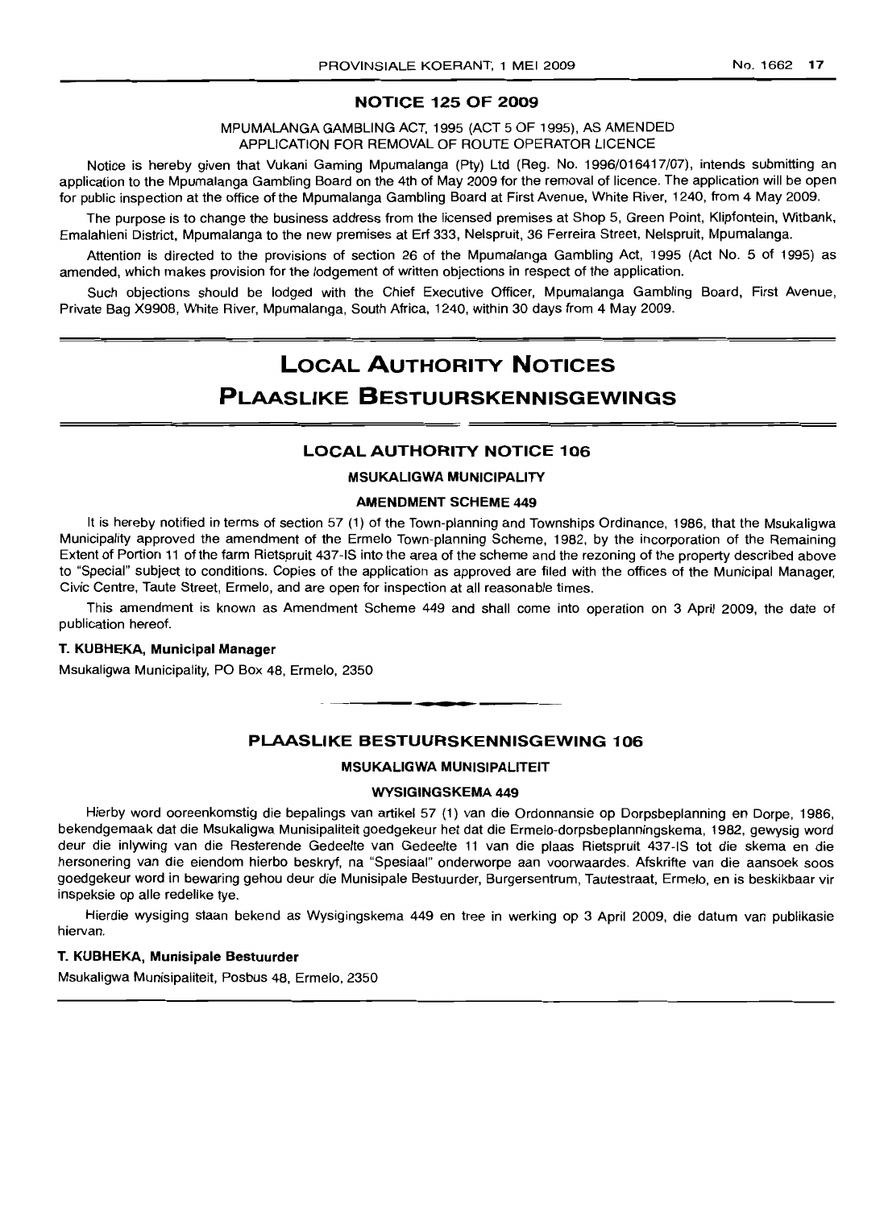## NOTICE 125 OF 2009

MPUMALANGA GAMBLING ACT, 1995 (ACT 5 OF 1995), AS AMENDED
APPLICATION FOR REMOVAL OF ROUTE OPERATOR LICENCE

Notice is hereby given that Vukani Gaming Mpumalanga (Pty) Ltd (Reg. No. 1996/016417/07), intends submitting an application to the Mpumalanga Gambling Board on the 4th of May 2009 for the removal of licence. The application will be open for public inspection at the office of the Mpumalanga Gambling Board at First Avenue, White River, 1240, from 4 May 2009.

The purpose is to change the business address from the licensed premises at Shop 5, Green Point, Klipfontein, Witbank, Emalahleni District, Mpumalanga to the new premises at Erf 333, Nelspruit, 36 Ferreira Street, Nelspruit, Mpumalanga.

Attention is directed to the provisions of section 26 of the Mpumalanga Gambling Act, 1995 (Act No. 5 of 1995) as amended, which makes provision for the lodgement of written objections in respect of the application.

Such objections should be lodged with the Chief Executive Officer, Mpumalanga Gambling Board, First Avenue, Private Bag X9908, White River, Mpumalanga, South Africa, 1240, within 30 days from 4 May 2009.

# LOCAL AUTHORITY NOTICES
# PLAASLIKE BESTUURSKENNISGEWINGS

## LOCAL AUTHORITY NOTICE 106

**MSUKALIGWA MUNICIPALITY**

**AMENDMENT SCHEME 449**

It is hereby notified in terms of section 57 (1) of the Town-planning and Townships Ordinance, 1986, that the Msukaligwa Municipality approved the amendment of the Ermelo Town-planning Scheme, 1982, by the incorporation of the Remaining Extent of Portion 11 of the farm Rietspruit 437-IS into the area of the scheme and the rezoning of the property described above to "Special" subject to conditions. Copies of the application as approved are filed with the offices of the Municipal Manager, Civic Centre, Taute Street, Ermelo, and are open for inspection at all reasonable times.

This amendment is known as Amendment Scheme 449 and shall come into operation on 3 April 2009, the date of publication hereof.

**T. KUBHEKA, Municipal Manager**

Msukaligwa Municipality, PO Box 48, Ermelo, 2350

## PLAASLIKE BESTUURSKENNISGEWING 106

**MSUKALIGWA MUNISIPALITEIT**

**WYSIGINGSKEMA 449**

Hierby word ooreenkomstig die bepalings van artikel 57 (1) van die Ordonnansie op Dorpsbeplanning en Dorpe, 1986, bekendgemaak dat die Msukaligwa Munisipaliteit goedgekeur het dat die Ermelo-dorpsbeplanningskema, 1982, gewysig word deur die inlywing van die Resterende Gedeelte van Gedeelte 11 van die plaas Rietspruit 437-IS tot die skema en die hersonering van die eiendom hierbo beskryf, na "Spesiaal" onderworpe aan voorwaardes. Afskrifte van die aansoek soos goedgekeur word in bewaring gehou deur die Munisipale Bestuurder, Burgersentrum, Tautestraat, Ermelo, en is beskikbaar vir inspeksie op alle redelike tye.

Hierdie wysiging staan bekend as Wysigingskema 449 en tree in werking op 3 April 2009, die datum van publikasie hiervan.

**T. KUBHEKA, Munisipale Bestuurder**

Msukaligwa Munisipaliteit, Posbus 48, Ermelo, 2350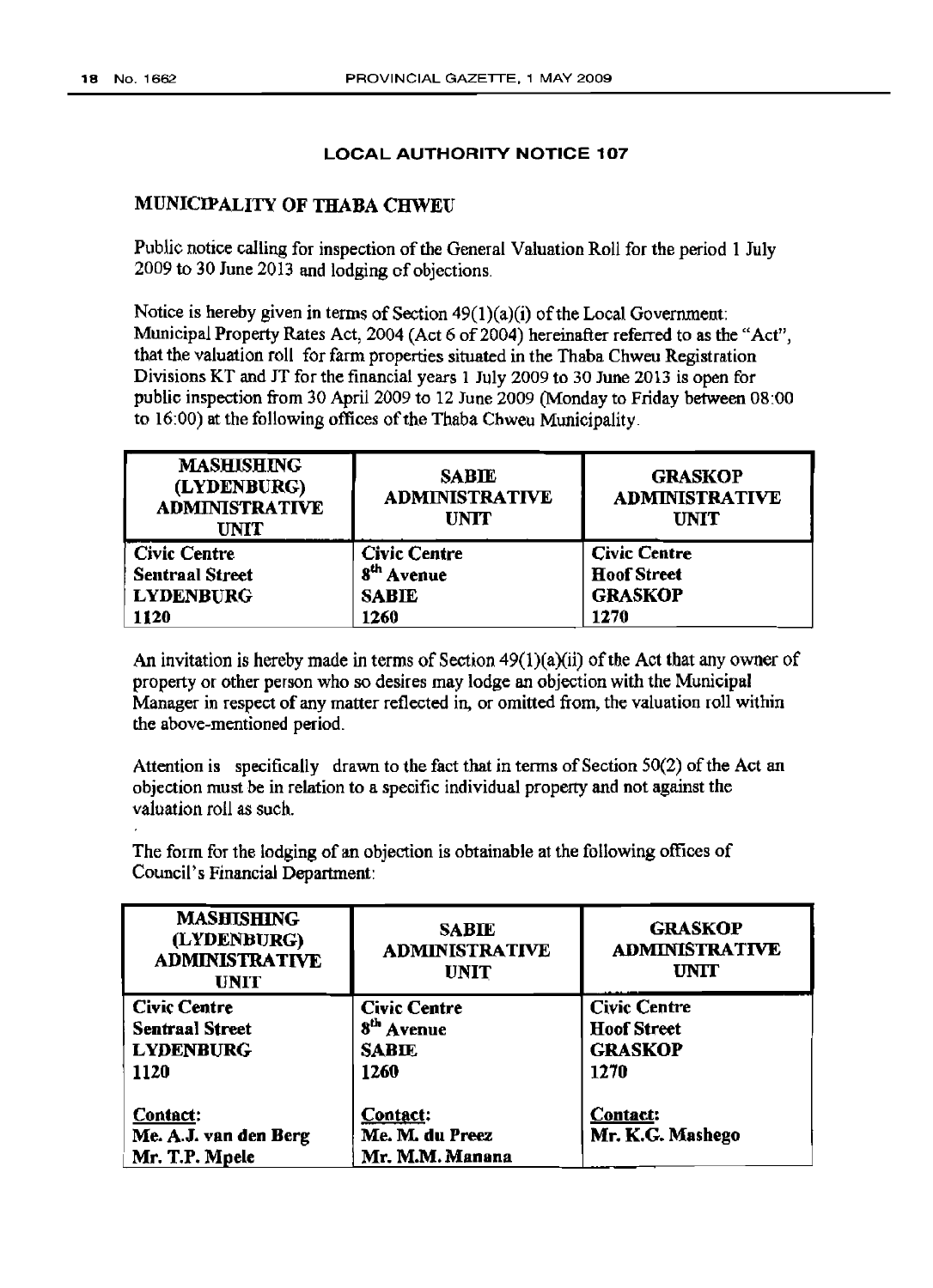## LOCAL AUTHORITY NOTICE 107

### MUNICIPALITY OF THABA CHWEU

Public notice calling for inspection of the General Valuation Roll for the period 1 July 2009 to 30 June 2013 and lodging of objections.

Notice is hereby given in terms of Section 49(1)(a)(i) of the Local Government: Municipal Property Rates Act, 2004 (Act 6 of 2004) hereinafter referred to as the "Act", that the valuation roll for farm properties situated in the Thaba Chweu Registration Divisions KT and JT for the financial years 1 July 2009 to 30 June 2013 is open for public inspection from 30 April 2009 to 12 June 2009 (Monday to Friday between 08:00 to 16:00) at the following offices of the Thaba Chweu Municipality.

| MASHISHING (LYDENBURG) ADMINISTRATIVE UNIT | SABIE ADMINISTRATIVE UNIT | GRASKOP ADMINISTRATIVE UNIT |
|---|---|---|
| Civic Centre | Civic Centre | Civic Centre |
| Sentraal Street | 8th Avenue | Hoof Street |
| LYDENBURG | SABIE | GRASKOP |
| 1120 | 1260 | 1270 |

An invitation is hereby made in terms of Section 49(1)(a)(ii) of the Act that any owner of property or other person who so desires may lodge an objection with the Municipal Manager in respect of any matter reflected in, or omitted from, the valuation roll within the above-mentioned period.

Attention is specifically drawn to the fact that in terms of Section 50(2) of the Act an objection must be in relation to a specific individual property and not against the valuation roll as such.

The form for the lodging of an objection is obtainable at the following offices of Council's Financial Department:

| MASHISHING (LYDENBURG) ADMINISTRATIVE UNIT | SABIE ADMINISTRATIVE UNIT | GRASKOP ADMINISTRATIVE UNIT |
|---|---|---|
| Civic Centre | Civic Centre | Civic Centre |
| Sentraal Street | 8th Avenue | Hoof Street |
| LYDENBURG | SABIE | GRASKOP |
| 1120 | 1260 | 1270 |
| Contact: | Contact: | Contact: |
| Me. A.J. van den Berg | Me. M. du Preez | Mr. K.G. Mashego |
| Mr. T.P. Mpele | Mr. M.M. Manana | |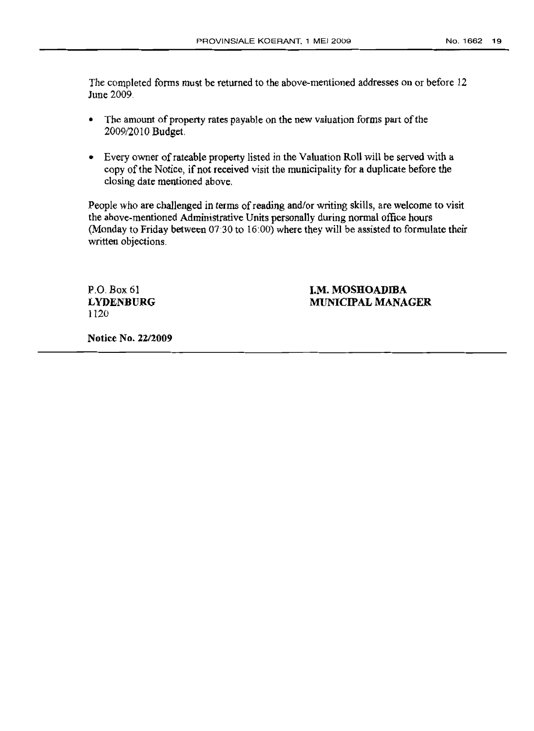The completed forms must be returned to the above-mentioned addresses on or before 12 June 2009.

- The amount of property rates payable on the new valuation forms part of the 2009/2010 Budget.
- Every owner of rateable property listed in the Valuation Roll will be served with a copy of the Notice, if not received visit the municipality for a duplicate before the closing date mentioned above.

People who are challenged in terms of reading and/or writing skills, are welcome to visit the above-mentioned Administrative Units personally during normal office hours (Monday to Friday between 07:30 to 16:00) where they will be assisted to formulate their written objections.

P.O. Box 61
**LYDENBURG**
1120

**I.M. MOSHOADIBA**
**MUNICIPAL MANAGER**

**Notice No. 22/2009**